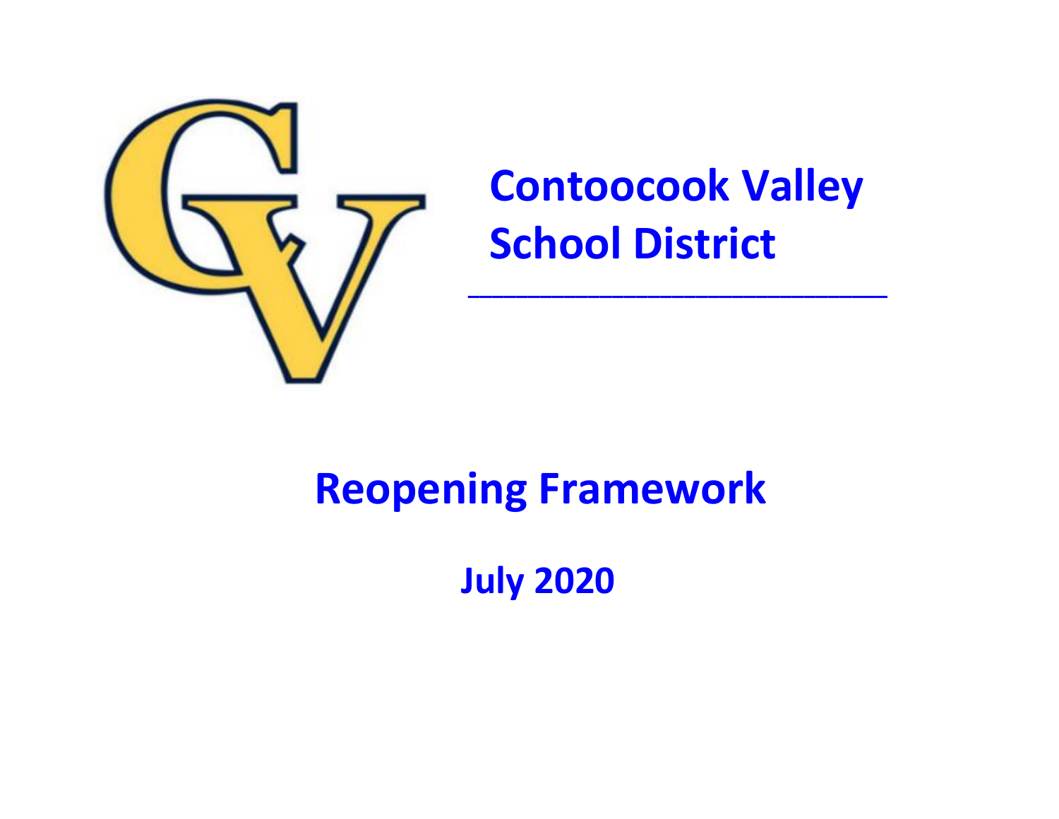# Contoocook Valley School District

---

# Reopening Framework

## July 2020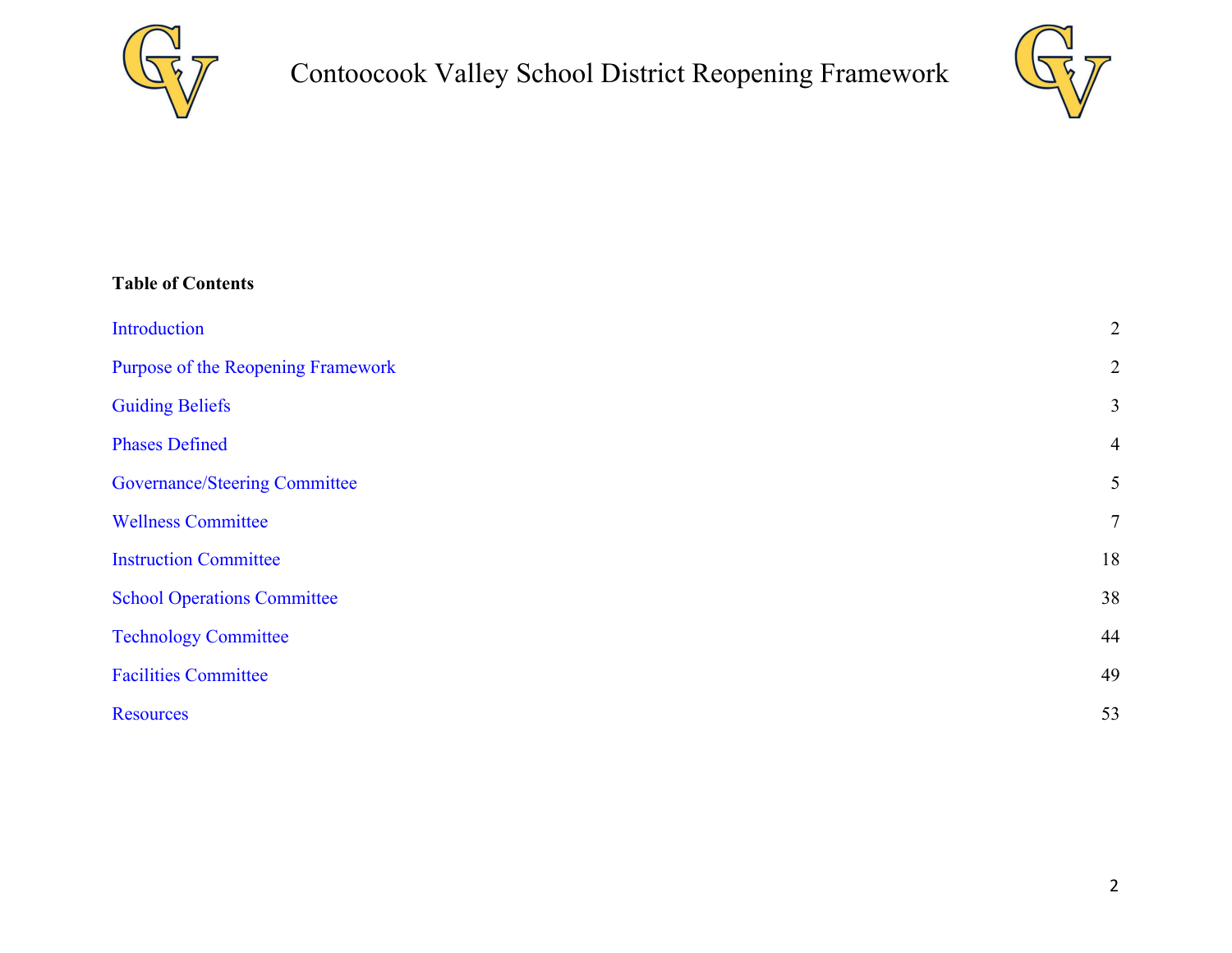# Contoocook Valley School District Reopening Framework

**Table of Contents**

| | |
|---|---|
| Introduction | 2 |
| Purpose of the Reopening Framework | 2 |
| Guiding Beliefs | 3 |
| Phases Defined | 4 |
| Governance/Steering Committee | 5 |
| Wellness Committee | 7 |
| Instruction Committee | 18 |
| School Operations Committee | 38 |
| Technology Committee | 44 |
| Facilities Committee | 49 |
| Resources | 53 |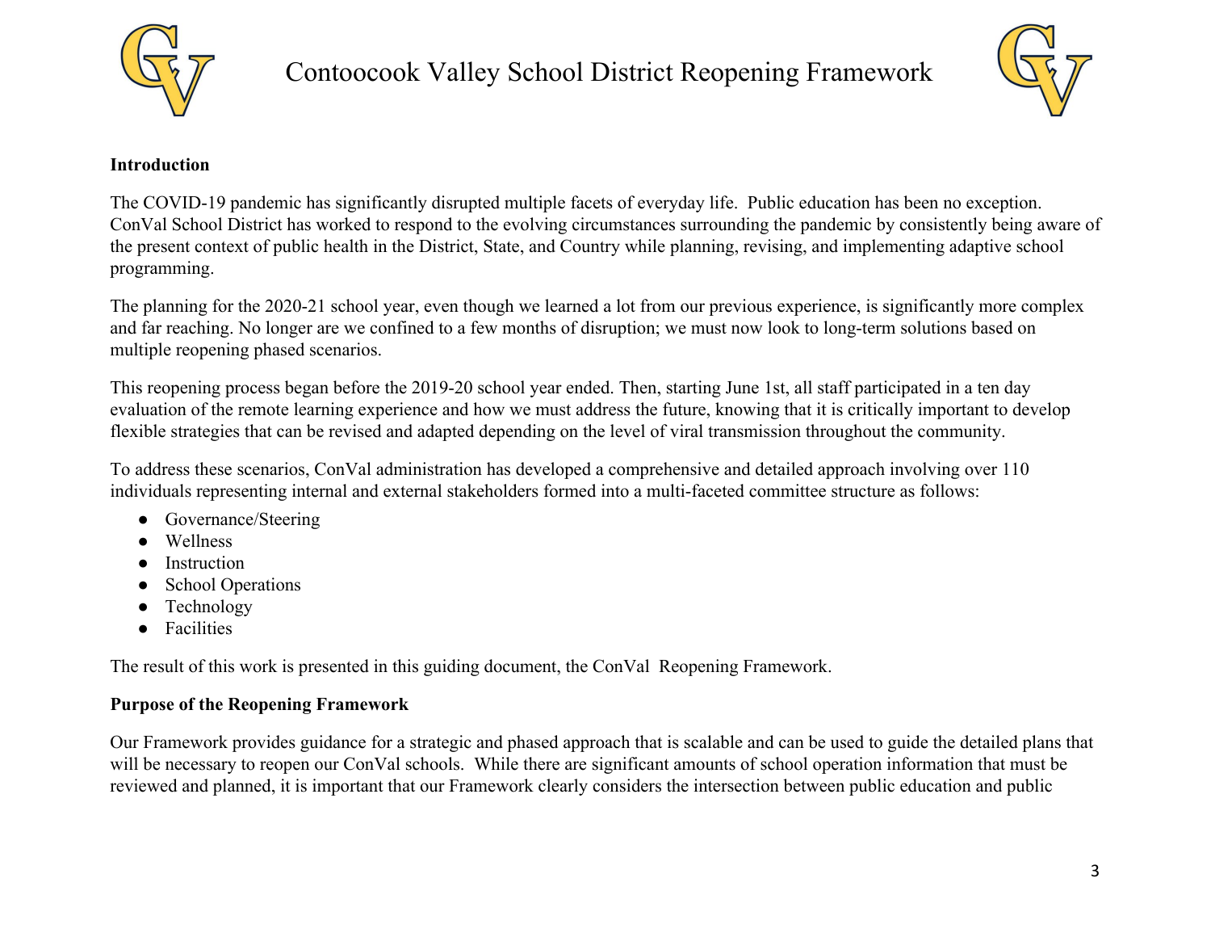**Introduction**

The COVID-19 pandemic has significantly disrupted multiple facets of everyday life. Public education has been no exception. ConVal School District has worked to respond to the evolving circumstances surrounding the pandemic by consistently being aware of the present context of public health in the District, State, and Country while planning, revising, and implementing adaptive school programming.

The planning for the 2020-21 school year, even though we learned a lot from our previous experience, is significantly more complex and far reaching. No longer are we confined to a few months of disruption; we must now look to long-term solutions based on multiple reopening phased scenarios.

This reopening process began before the 2019-20 school year ended. Then, starting June 1st, all staff participated in a ten day evaluation of the remote learning experience and how we must address the future, knowing that it is critically important to develop flexible strategies that can be revised and adapted depending on the level of viral transmission throughout the community.

To address these scenarios, ConVal administration has developed a comprehensive and detailed approach involving over 110 individuals representing internal and external stakeholders formed into a multi-faceted committee structure as follows:

- Governance/Steering
- Wellness
- Instruction
- School Operations
- Technology
- Facilities

The result of this work is presented in this guiding document, the ConVal Reopening Framework.

**Purpose of the Reopening Framework**

Our Framework provides guidance for a strategic and phased approach that is scalable and can be used to guide the detailed plans that will be necessary to reopen our ConVal schools. While there are significant amounts of school operation information that must be reviewed and planned, it is important that our Framework clearly considers the intersection between public education and public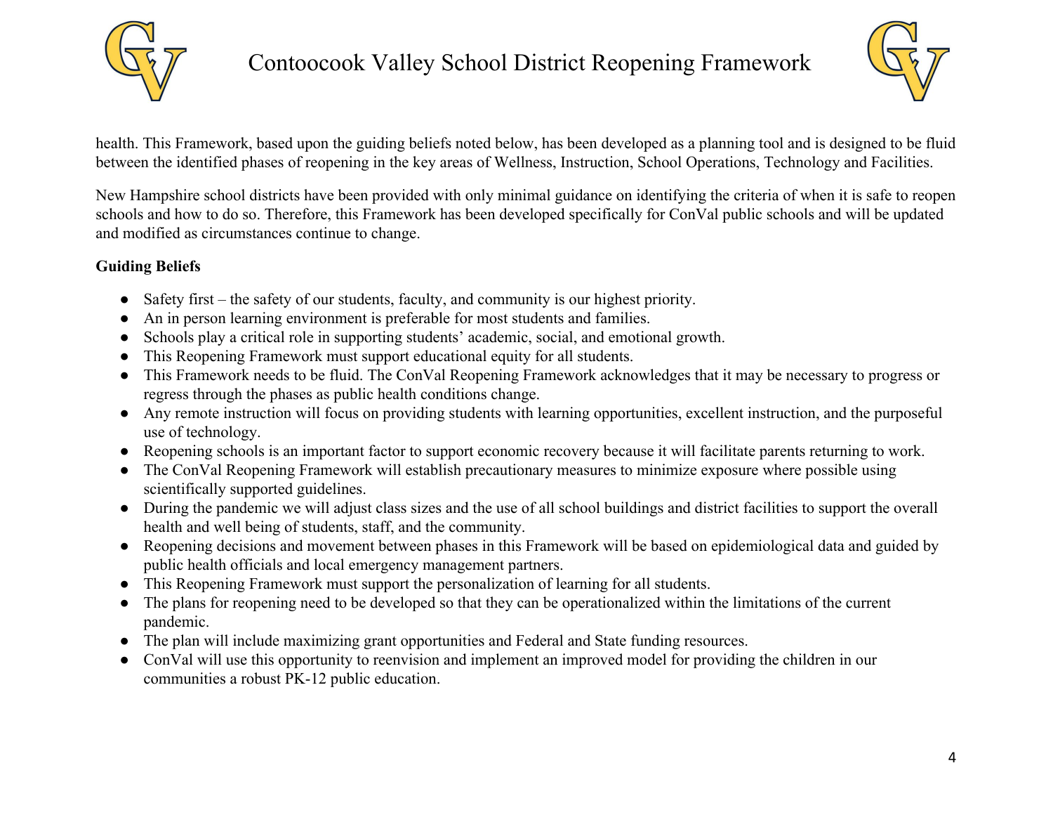health. This Framework, based upon the guiding beliefs noted below, has been developed as a planning tool and is designed to be fluid between the identified phases of reopening in the key areas of Wellness, Instruction, School Operations, Technology and Facilities.

New Hampshire school districts have been provided with only minimal guidance on identifying the criteria of when it is safe to reopen schools and how to do so. Therefore, this Framework has been developed specifically for ConVal public schools and will be updated and modified as circumstances continue to change.

**Guiding Beliefs**

- Safety first – the safety of our students, faculty, and community is our highest priority.
- An in person learning environment is preferable for most students and families.
- Schools play a critical role in supporting students' academic, social, and emotional growth.
- This Reopening Framework must support educational equity for all students.
- This Framework needs to be fluid. The ConVal Reopening Framework acknowledges that it may be necessary to progress or regress through the phases as public health conditions change.
- Any remote instruction will focus on providing students with learning opportunities, excellent instruction, and the purposeful use of technology.
- Reopening schools is an important factor to support economic recovery because it will facilitate parents returning to work.
- The ConVal Reopening Framework will establish precautionary measures to minimize exposure where possible using scientifically supported guidelines.
- During the pandemic we will adjust class sizes and the use of all school buildings and district facilities to support the overall health and well being of students, staff, and the community.
- Reopening decisions and movement between phases in this Framework will be based on epidemiological data and guided by public health officials and local emergency management partners.
- This Reopening Framework must support the personalization of learning for all students.
- The plans for reopening need to be developed so that they can be operationalized within the limitations of the current pandemic.
- The plan will include maximizing grant opportunities and Federal and State funding resources.
- ConVal will use this opportunity to reenvision and implement an improved model for providing the children in our communities a robust PK-12 public education.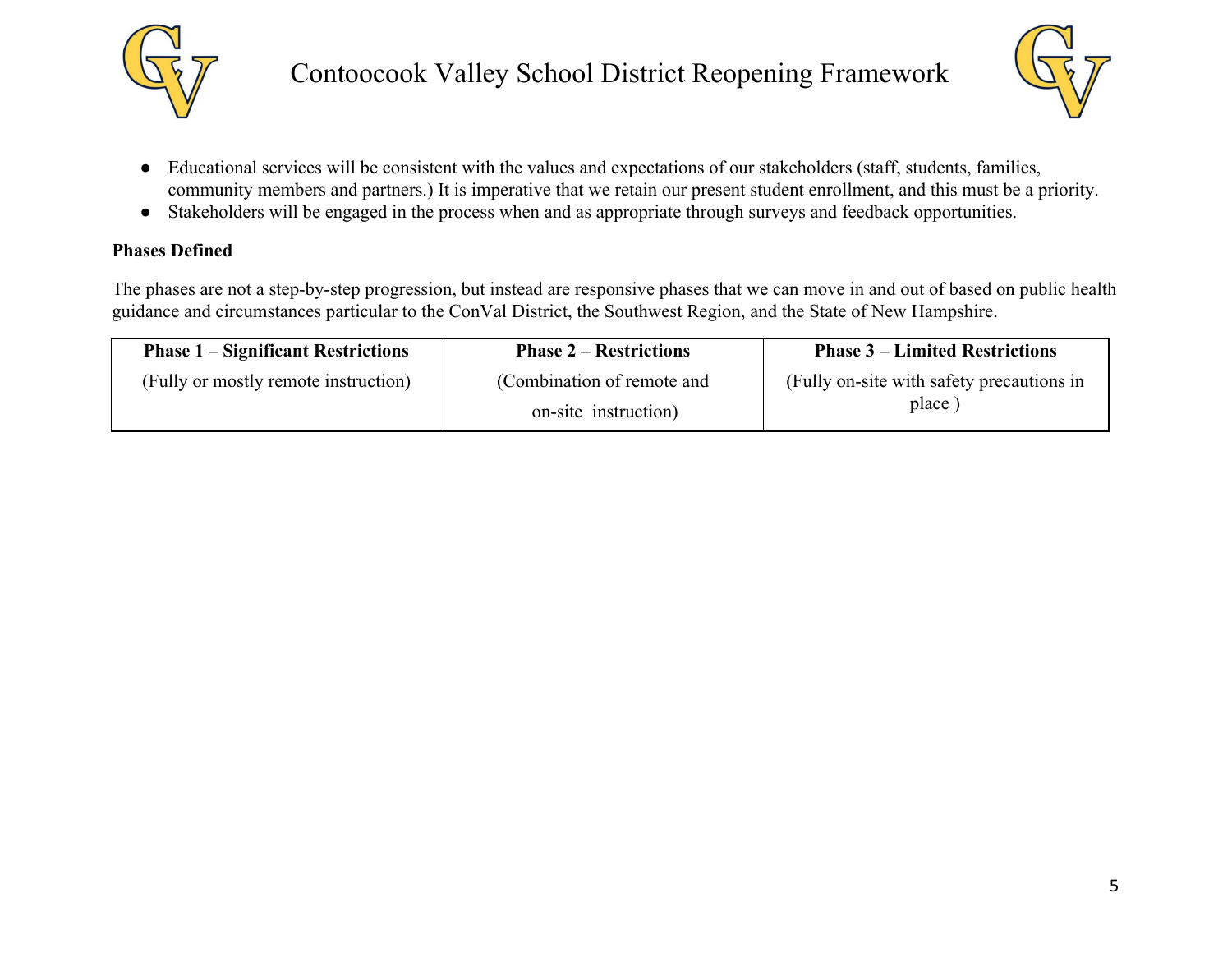- Educational services will be consistent with the values and expectations of our stakeholders (staff, students, families, community members and partners.) It is imperative that we retain our present student enrollment, and this must be a priority.
- Stakeholders will be engaged in the process when and as appropriate through surveys and feedback opportunities.

**Phases Defined**

The phases are not a step-by-step progression, but instead are responsive phases that we can move in and out of based on public health guidance and circumstances particular to the ConVal District, the Southwest Region, and the State of New Hampshire.

| **Phase 1 – Significant Restrictions** | **Phase 2 – Restrictions** | **Phase 3 – Limited Restrictions** |
|---|---|---|
| (Fully or mostly remote instruction) | (Combination of remote and on-site instruction) | (Fully on-site with safety precautions in place ) |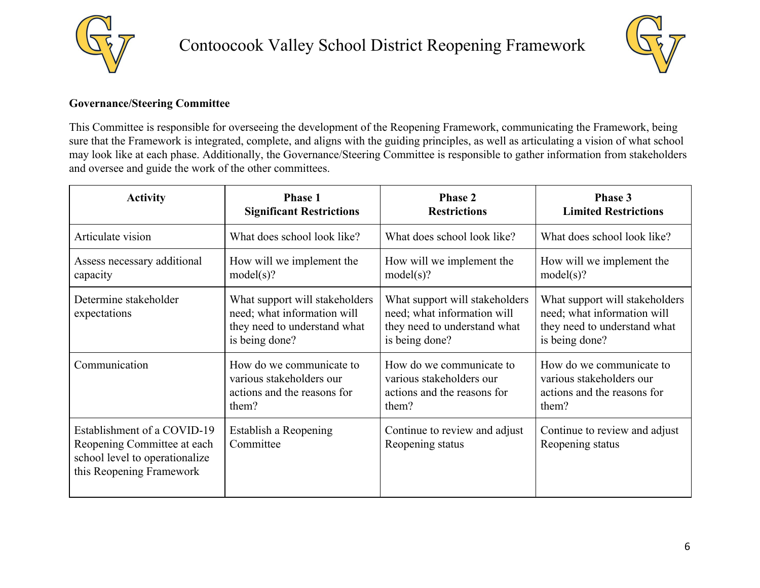**Governance/Steering Committee**

This Committee is responsible for overseeing the development of the Reopening Framework, communicating the Framework, being sure that the Framework is integrated, complete, and aligns with the guiding principles, as well as articulating a vision of what school may look like at each phase. Additionally, the Governance/Steering Committee is responsible to gather information from stakeholders and oversee and guide the work of the other committees.

| Activity | Phase 1<br>Significant Restrictions | Phase 2<br>Restrictions | Phase 3<br>Limited Restrictions |
|---|---|---|---|
| Articulate vision | What does school look like? | What does school look like? | What does school look like? |
| Assess necessary additional capacity | How will we implement the model(s)? | How will we implement the model(s)? | How will we implement the model(s)? |
| Determine stakeholder expectations | What support will stakeholders need; what information will they need to understand what is being done? | What support will stakeholders need; what information will they need to understand what is being done? | What support will stakeholders need; what information will they need to understand what is being done? |
| Communication | How do we communicate to various stakeholders our actions and the reasons for them? | How do we communicate to various stakeholders our actions and the reasons for them? | How do we communicate to various stakeholders our actions and the reasons for them? |
| Establishment of a COVID-19 Reopening Committee at each school level to operationalize this Reopening Framework | Establish a Reopening Committee | Continue to review and adjust Reopening status | Continue to review and adjust Reopening status |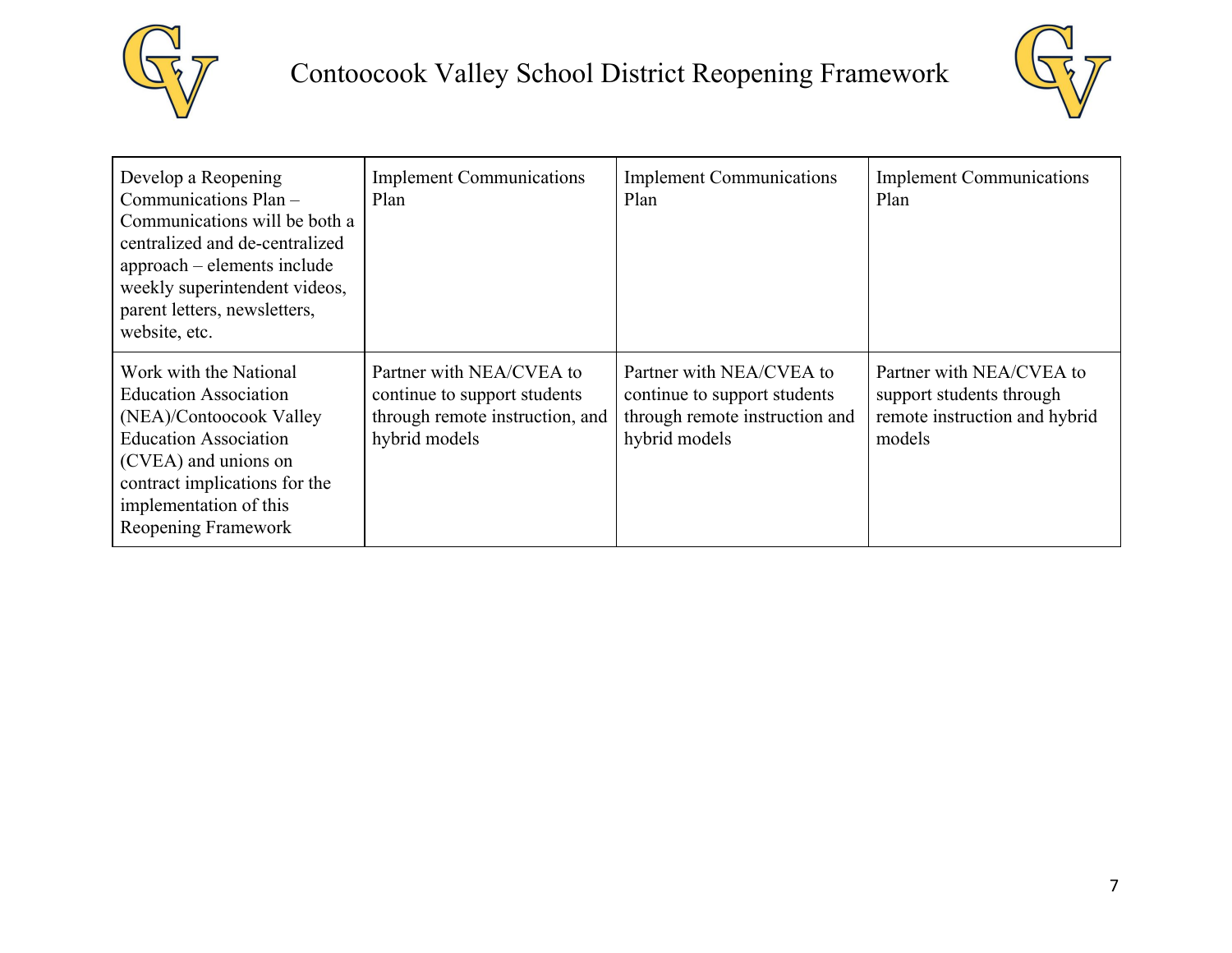| Develop a Reopening Communications Plan – Communications will be both a centralized and de-centralized approach – elements include weekly superintendent videos, parent letters, newsletters, website, etc. | Implement Communications Plan | Implement Communications Plan | Implement Communications Plan |
|---|---|---|---|
| Work with the National Education Association (NEA)/Contoocook Valley Education Association (CVEA) and unions on contract implications for the implementation of this Reopening Framework | Partner with NEA/CVEA to continue to support students through remote instruction, and hybrid models | Partner with NEA/CVEA to continue to support students through remote instruction and hybrid models | Partner with NEA/CVEA to support students through remote instruction and hybrid models |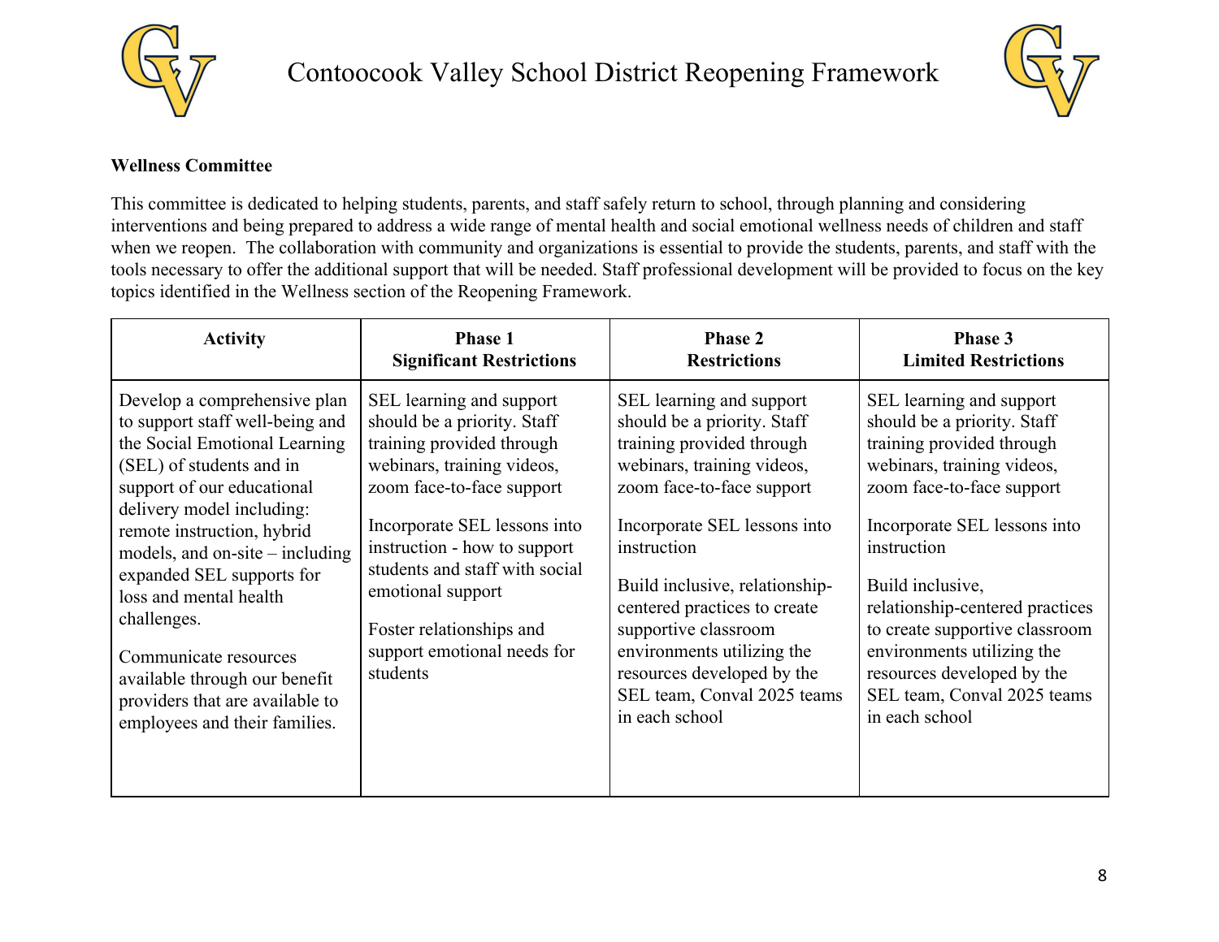**Wellness Committee**

This committee is dedicated to helping students, parents, and staff safely return to school, through planning and considering interventions and being prepared to address a wide range of mental health and social emotional wellness needs of children and staff when we reopen. The collaboration with community and organizations is essential to provide the students, parents, and staff with the tools necessary to offer the additional support that will be needed. Staff professional development will be provided to focus on the key topics identified in the Wellness section of the Reopening Framework.

| Activity | Phase 1 Significant Restrictions | Phase 2 Restrictions | Phase 3 Limited Restrictions |
|---|---|---|---|
| Develop a comprehensive plan to support staff well-being and the Social Emotional Learning (SEL) of students and in support of our educational delivery model including: remote instruction, hybrid models, and on-site – including expanded SEL supports for loss and mental health challenges.<br><br>Communicate resources available through our benefit providers that are available to employees and their families. | SEL learning and support should be a priority. Staff training provided through webinars, training videos, zoom face-to-face support<br><br>Incorporate SEL lessons into instruction - how to support students and staff with social emotional support<br><br>Foster relationships and support emotional needs for students | SEL learning and support should be a priority. Staff training provided through webinars, training videos, zoom face-to-face support<br><br>Incorporate SEL lessons into instruction<br><br>Build inclusive, relationship-centered practices to create supportive classroom environments utilizing the resources developed by the SEL team, Conval 2025 teams in each school | SEL learning and support should be a priority. Staff training provided through webinars, training videos, zoom face-to-face support<br><br>Incorporate SEL lessons into instruction<br><br>Build inclusive, relationship-centered practices to create supportive classroom environments utilizing the resources developed by the SEL team, Conval 2025 teams in each school |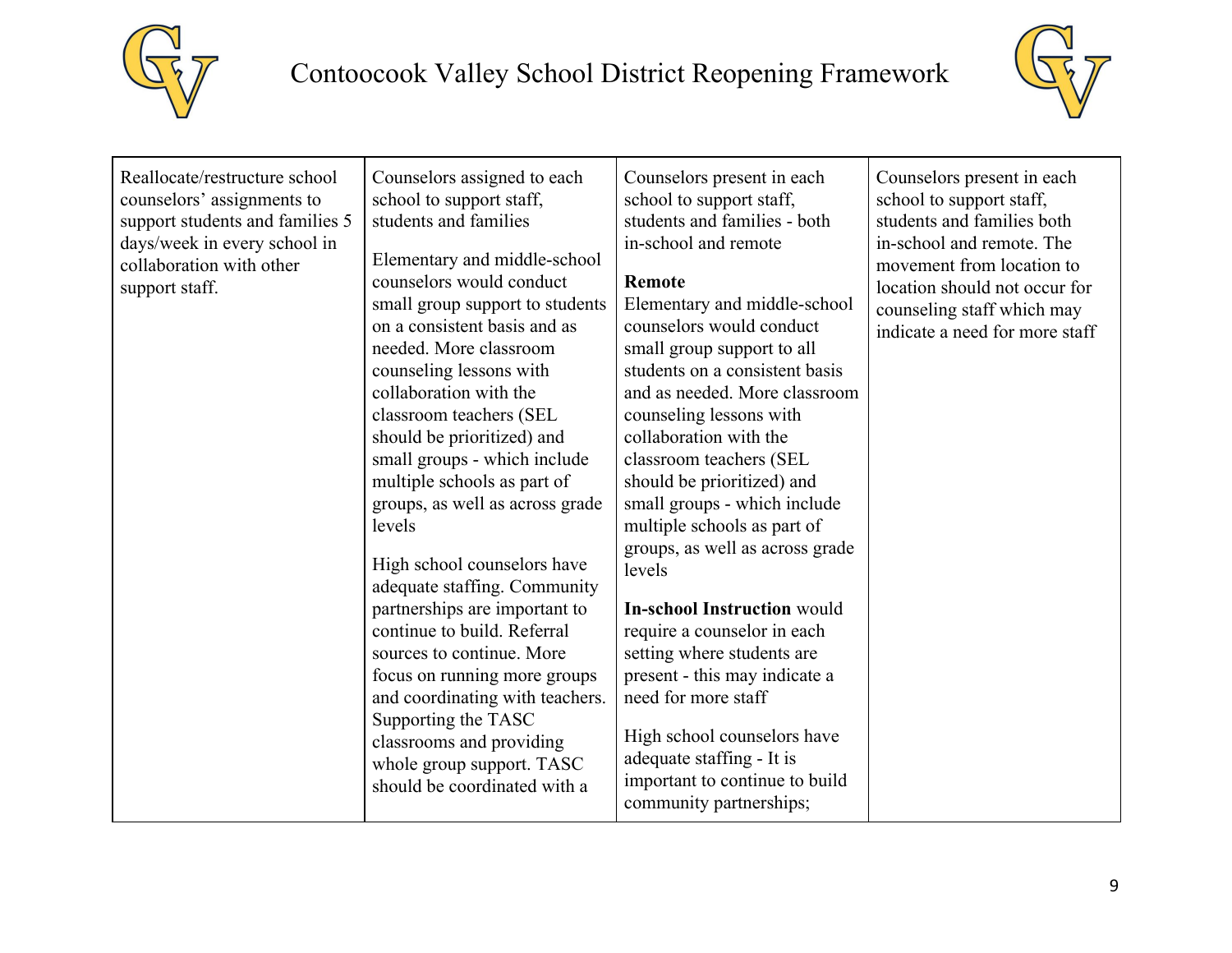| | | | |
|---|---|---|---|
| Reallocate/restructure school counselors' assignments to support students and families 5 days/week in every school in collaboration with other support staff. | Counselors assigned to each school to support staff, students and families<br><br>Elementary and middle-school counselors would conduct small group support to students on a consistent basis and as needed. More classroom counseling lessons with collaboration with the classroom teachers (SEL should be prioritized) and small groups - which include multiple schools as part of groups, as well as across grade levels<br><br>High school counselors have adequate staffing. Community partnerships are important to continue to build. Referral sources to continue. More focus on running more groups and coordinating with teachers. Supporting the TASC classrooms and providing whole group support. TASC should be coordinated with a | Counselors present in each school to support staff, students and families - both in-school and remote<br><br>**Remote**<br>Elementary and middle-school counselors would conduct small group support to all students on a consistent basis and as needed. More classroom counseling lessons with collaboration with the classroom teachers (SEL should be prioritized) and small groups - which include multiple schools as part of groups, as well as across grade levels<br><br>**In-school Instruction** would require a counselor in each setting where students are present - this may indicate a need for more staff<br><br>High school counselors have adequate staffing - It is important to continue to build community partnerships; | Counselors present in each school to support staff, students and families both in-school and remote. The movement from location to location should not occur for counseling staff which may indicate a need for more staff |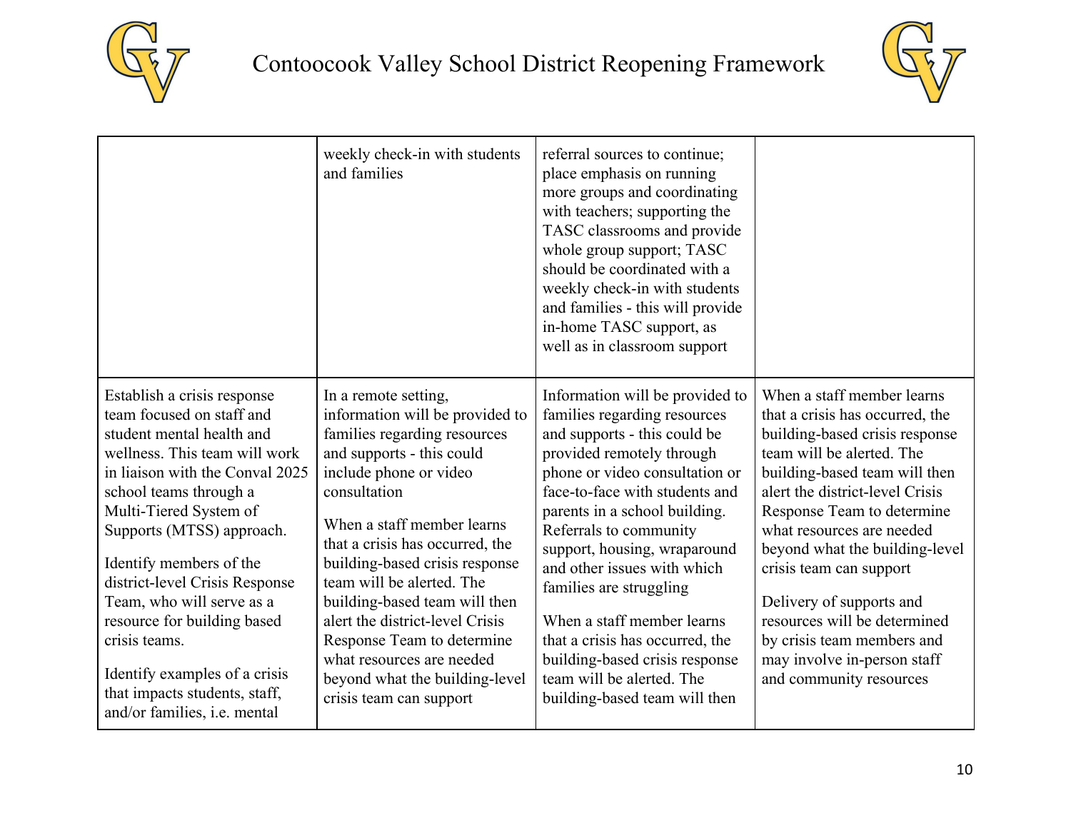| | | | |
|---|---|---|---|
| | weekly check-in with students and families | referral sources to continue; place emphasis on running more groups and coordinating with teachers; supporting the TASC classrooms and provide whole group support; TASC should be coordinated with a weekly check-in with students and families - this will provide in-home TASC support, as well as in classroom support | |
| Establish a crisis response team focused on staff and student mental health and wellness. This team will work in liaison with the Conval 2025 school teams through a Multi-Tiered System of Supports (MTSS) approach.<br><br>Identify members of the district-level Crisis Response Team, who will serve as a resource for building based crisis teams.<br><br>Identify examples of a crisis that impacts students, staff, and/or families, i.e. mental | In a remote setting, information will be provided to families regarding resources and supports - this could include phone or video consultation<br><br>When a staff member learns that a crisis has occurred, the building-based crisis response team will be alerted. The building-based team will then alert the district-level Crisis Response Team to determine what resources are needed beyond what the building-level crisis team can support | Information will be provided to families regarding resources and supports - this could be provided remotely through phone or video consultation or face-to-face with students and parents in a school building. Referrals to community support, housing, wraparound and other issues with which families are struggling<br><br>When a staff member learns that a crisis has occurred, the building-based crisis response team will be alerted. The building-based team will then | When a staff member learns that a crisis has occurred, the building-based crisis response team will be alerted. The building-based team will then alert the district-level Crisis Response Team to determine what resources are needed beyond what the building-level crisis team can support<br><br>Delivery of supports and resources will be determined by crisis team members and may involve in-person staff and community resources |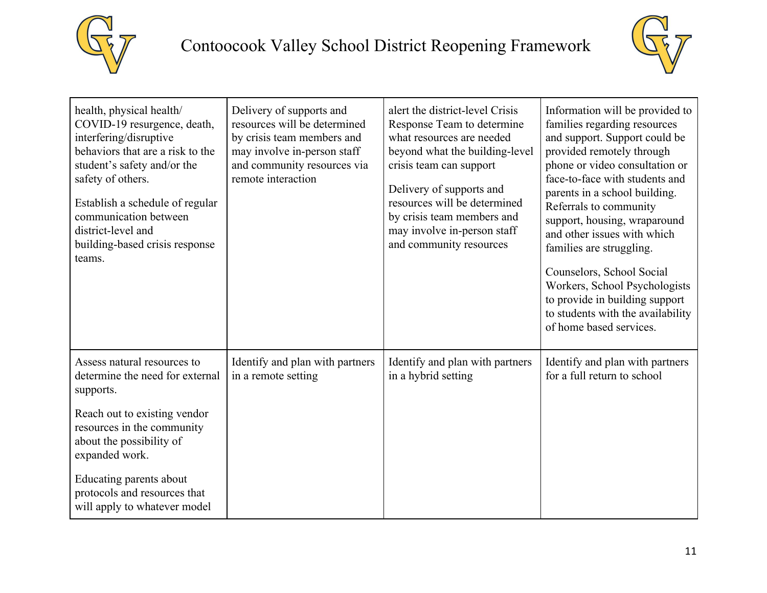| | | | |
|---|---|---|---|
| health, physical health/ COVID-19 resurgence, death, interfering/disruptive behaviors that are a risk to the student's safety and/or the safety of others.<br><br>Establish a schedule of regular communication between district-level and building-based crisis response teams. | Delivery of supports and resources will be determined by crisis team members and may involve in-person staff and community resources via remote interaction | alert the district-level Crisis Response Team to determine what resources are needed beyond what the building-level crisis team can support<br><br>Delivery of supports and resources will be determined by crisis team members and may involve in-person staff and community resources | Information will be provided to families regarding resources and support. Support could be provided remotely through phone or video consultation or face-to-face with students and parents in a school building. Referrals to community support, housing, wraparound and other issues with which families are struggling.<br><br>Counselors, School Social Workers, School Psychologists to provide in building support to students with the availability of home based services. |
| Assess natural resources to determine the need for external supports.<br><br>Reach out to existing vendor resources in the community about the possibility of expanded work.<br><br>Educating parents about protocols and resources that will apply to whatever model | Identify and plan with partners in a remote setting | Identify and plan with partners in a hybrid setting | Identify and plan with partners for a full return to school |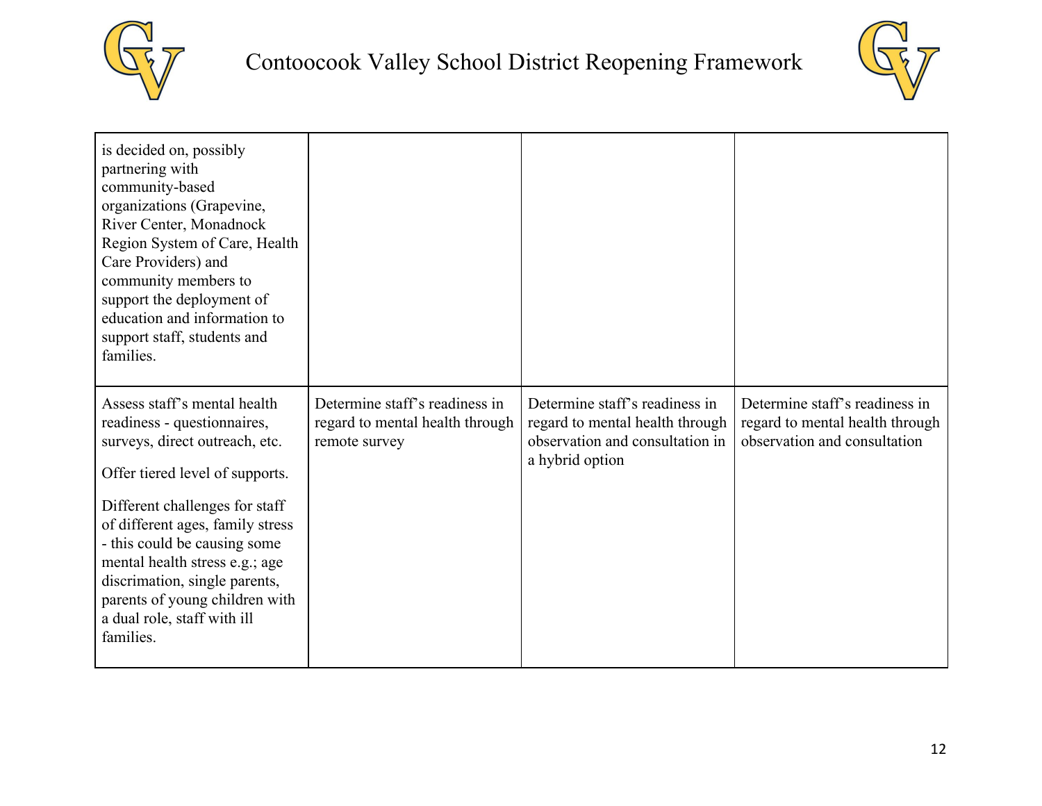| | | | |
|---|---|---|---|
| is decided on, possibly partnering with community-based organizations (Grapevine, River Center, Monadnock Region System of Care, Health Care Providers) and community members to support the deployment of education and information to support staff, students and families. | | | |
| Assess staff's mental health readiness - questionnaires, surveys, direct outreach, etc.<br><br>Offer tiered level of supports.<br><br>Different challenges for staff of different ages, family stress - this could be causing some mental health stress e.g.; age discrimation, single parents, parents of young children with a dual role, staff with ill families. | Determine staff's readiness in regard to mental health through remote survey | Determine staff's readiness in regard to mental health through observation and consultation in a hybrid option | Determine staff's readiness in regard to mental health through observation and consultation |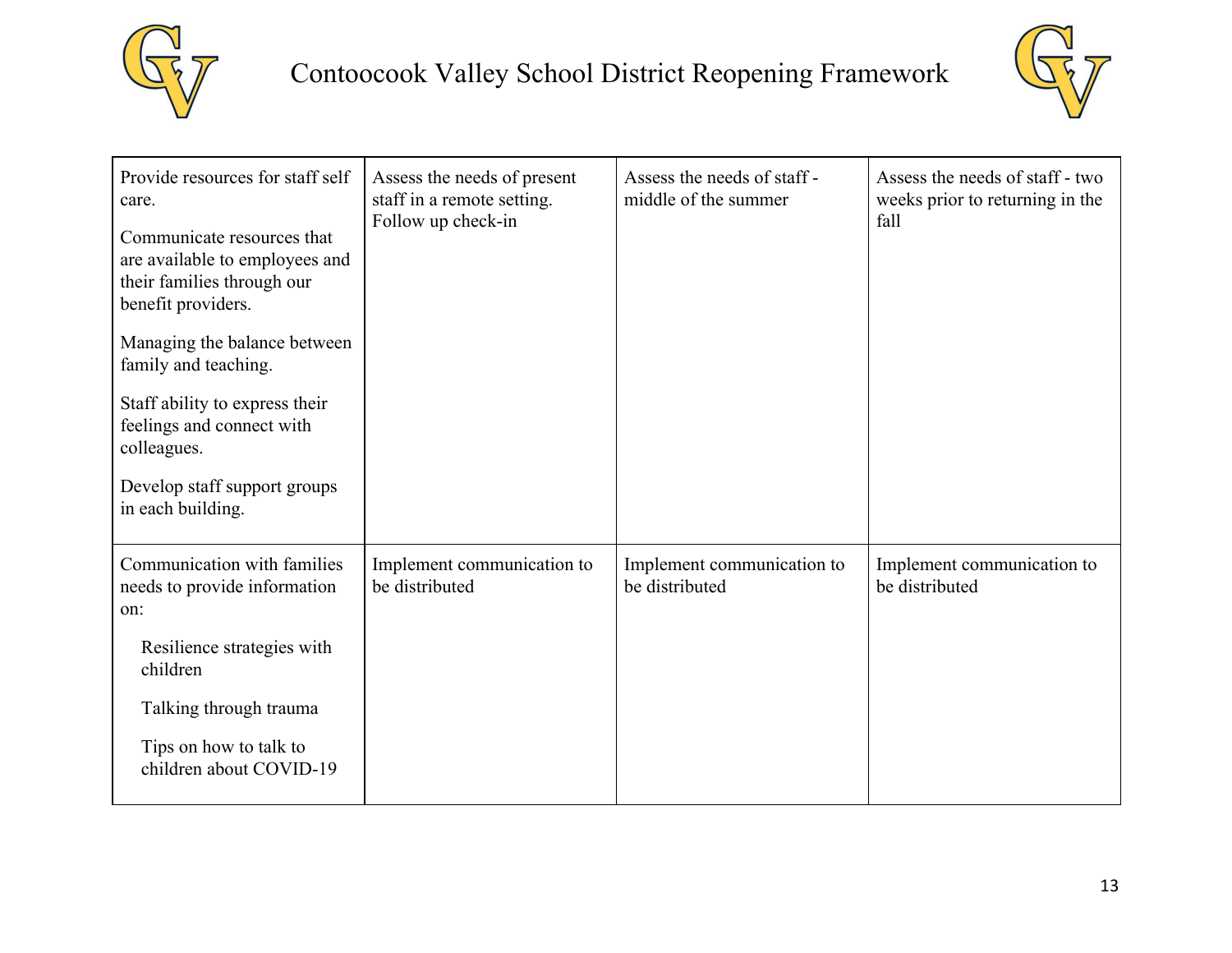| | | | |
|---|---|---|---|
| Provide resources for staff self care.<br><br>Communicate resources that are available to employees and their families through our benefit providers.<br><br>Managing the balance between family and teaching.<br><br>Staff ability to express their feelings and connect with colleagues.<br><br>Develop staff support groups in each building. | Assess the needs of present staff in a remote setting. Follow up check-in | Assess the needs of staff - middle of the summer | Assess the needs of staff - two weeks prior to returning in the fall |
| Communication with families needs to provide information on:<br><br>Resilience strategies with children<br><br>Talking through trauma<br><br>Tips on how to talk to children about COVID-19 | Implement communication to be distributed | Implement communication to be distributed | Implement communication to be distributed |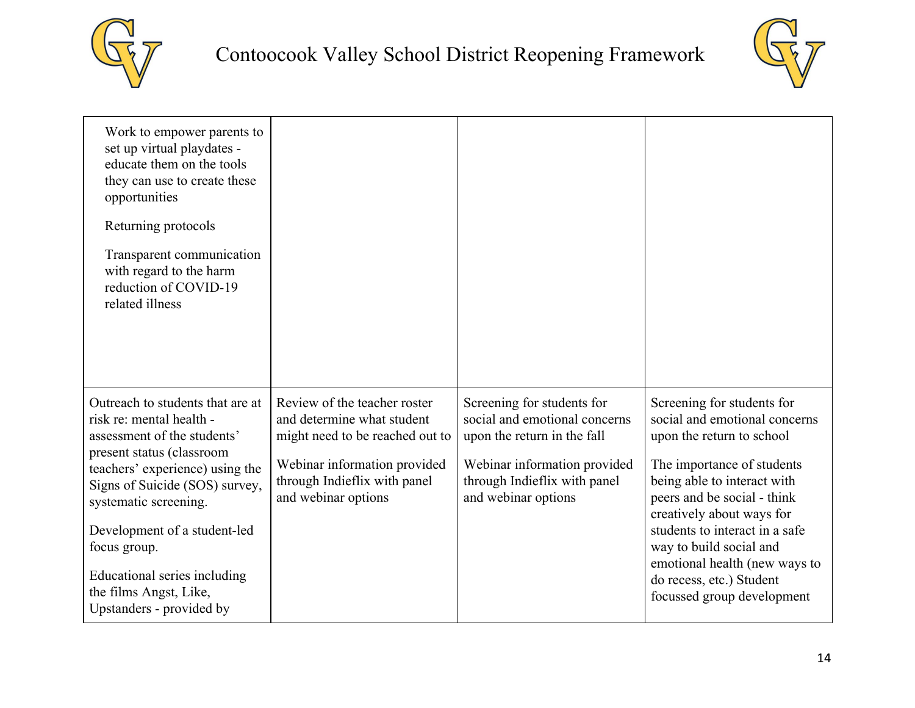| | | | |
|---|---|---|---|
| Work to empower parents to set up virtual playdates - educate them on the tools they can use to create these opportunities<br><br>Returning protocols<br><br>Transparent communication with regard to the harm reduction of COVID-19 related illness | | | |
| Outreach to students that are at risk re: mental health - assessment of the students' present status (classroom teachers' experience) using the Signs of Suicide (SOS) survey, systematic screening.<br><br>Development of a student-led focus group.<br><br>Educational series including the films Angst, Like, Upstanders - provided by | Review of the teacher roster and determine what student might need to be reached out to<br><br>Webinar information provided through Indieflix with panel and webinar options | Screening for students for social and emotional concerns upon the return in the fall<br><br>Webinar information provided through Indieflix with panel and webinar options | Screening for students for social and emotional concerns upon the return to school<br><br>The importance of students being able to interact with peers and be social - think creatively about ways for students to interact in a safe way to build social and emotional health (new ways to do recess, etc.) Student focussed group development |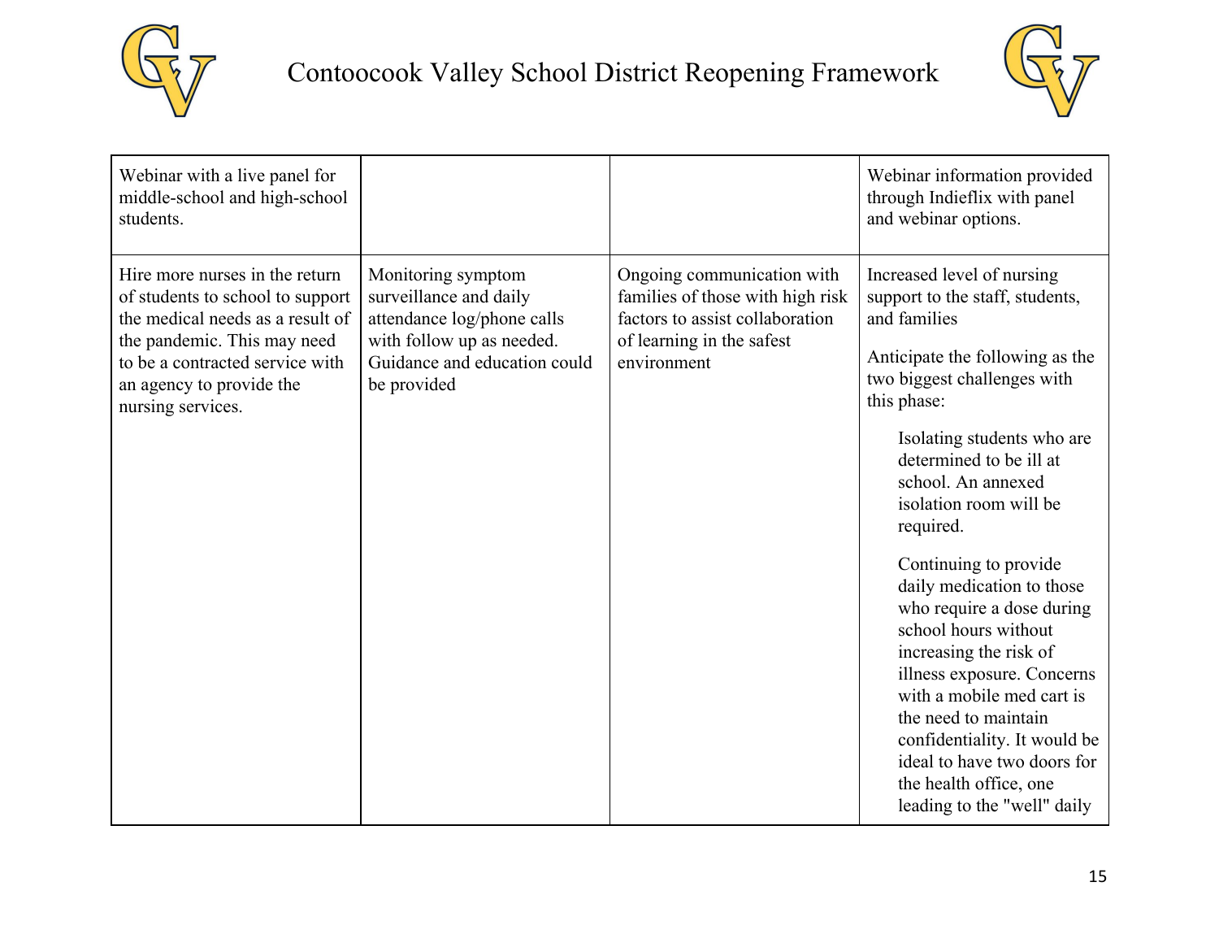| | | | |
|---|---|---|---|
| Webinar with a live panel for middle-school and high-school students. | | | Webinar information provided through Indieflix with panel and webinar options. |
| Hire more nurses in the return of students to school to support the medical needs as a result of the pandemic. This may need to be a contracted service with an agency to provide the nursing services. | Monitoring symptom surveillance and daily attendance log/phone calls with follow up as needed. Guidance and education could be provided | Ongoing communication with families of those with high risk factors to assist collaboration of learning in the safest environment | Increased level of nursing support to the staff, students, and families<br><br>Anticipate the following as the two biggest challenges with this phase:<br><br>Isolating students who are determined to be ill at school. An annexed isolation room will be required.<br><br>Continuing to provide daily medication to those who require a dose during school hours without increasing the risk of illness exposure. Concerns with a mobile med cart is the need to maintain confidentiality. It would be ideal to have two doors for the health office, one leading to the "well" daily |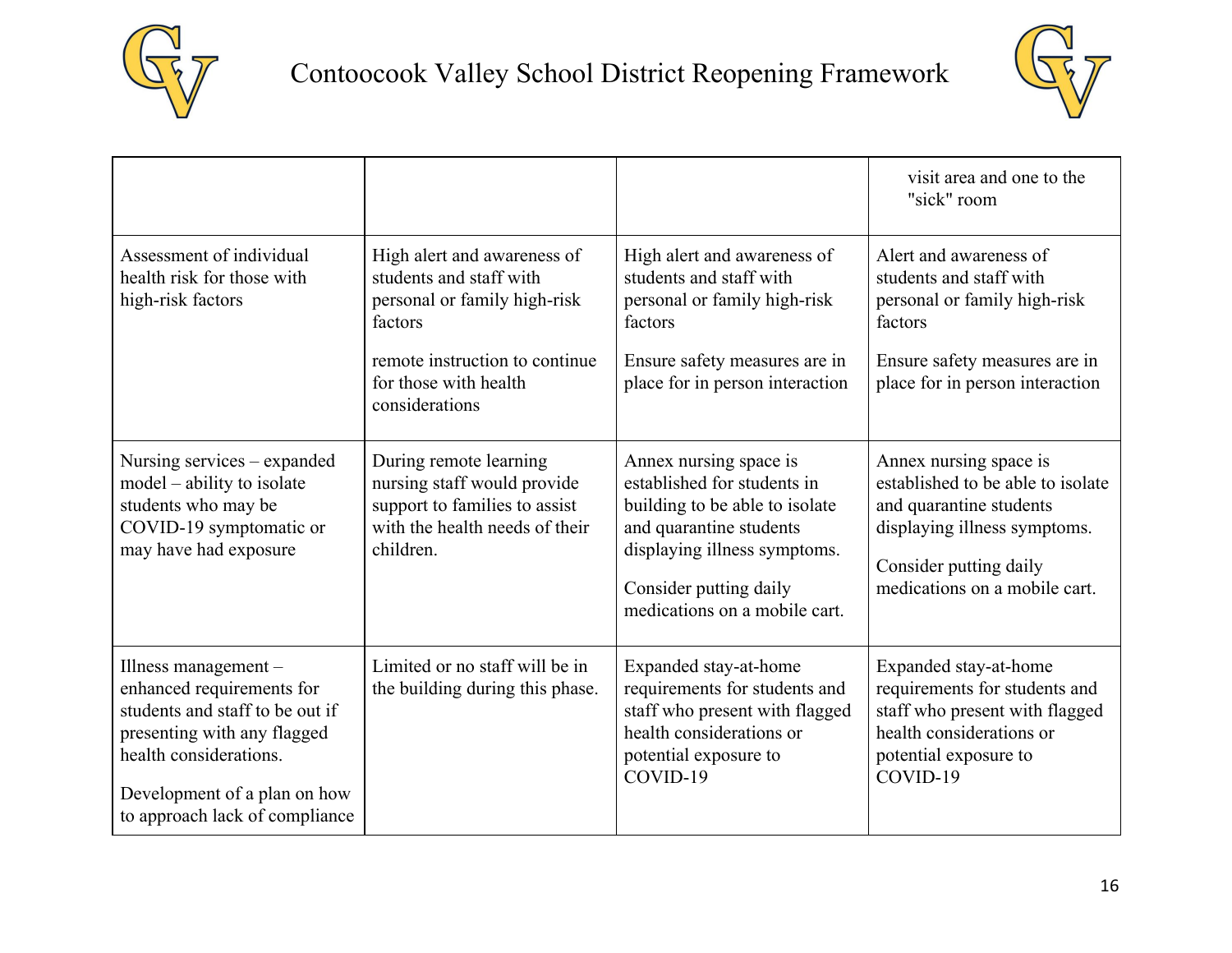| | | | |
|---|---|---|---|
| | | | visit area and one to the "sick" room |
| Assessment of individual health risk for those with high-risk factors | High alert and awareness of students and staff with personal or family high-risk factors<br><br>remote instruction to continue for those with health considerations | High alert and awareness of students and staff with personal or family high-risk factors<br><br>Ensure safety measures are in place for in person interaction | Alert and awareness of students and staff with personal or family high-risk factors<br><br>Ensure safety measures are in place for in person interaction |
| Nursing services – expanded model – ability to isolate students who may be COVID-19 symptomatic or may have had exposure | During remote learning nursing staff would provide support to families to assist with the health needs of their children. | Annex nursing space is established for students in building to be able to isolate and quarantine students displaying illness symptoms.<br><br>Consider putting daily medications on a mobile cart. | Annex nursing space is established to be able to isolate and quarantine students displaying illness symptoms.<br><br>Consider putting daily medications on a mobile cart. |
| Illness management – enhanced requirements for students and staff to be out if presenting with any flagged health considerations.<br><br>Development of a plan on how to approach lack of compliance | Limited or no staff will be in the building during this phase. | Expanded stay-at-home requirements for students and staff who present with flagged health considerations or potential exposure to COVID-19 | Expanded stay-at-home requirements for students and staff who present with flagged health considerations or potential exposure to COVID-19 |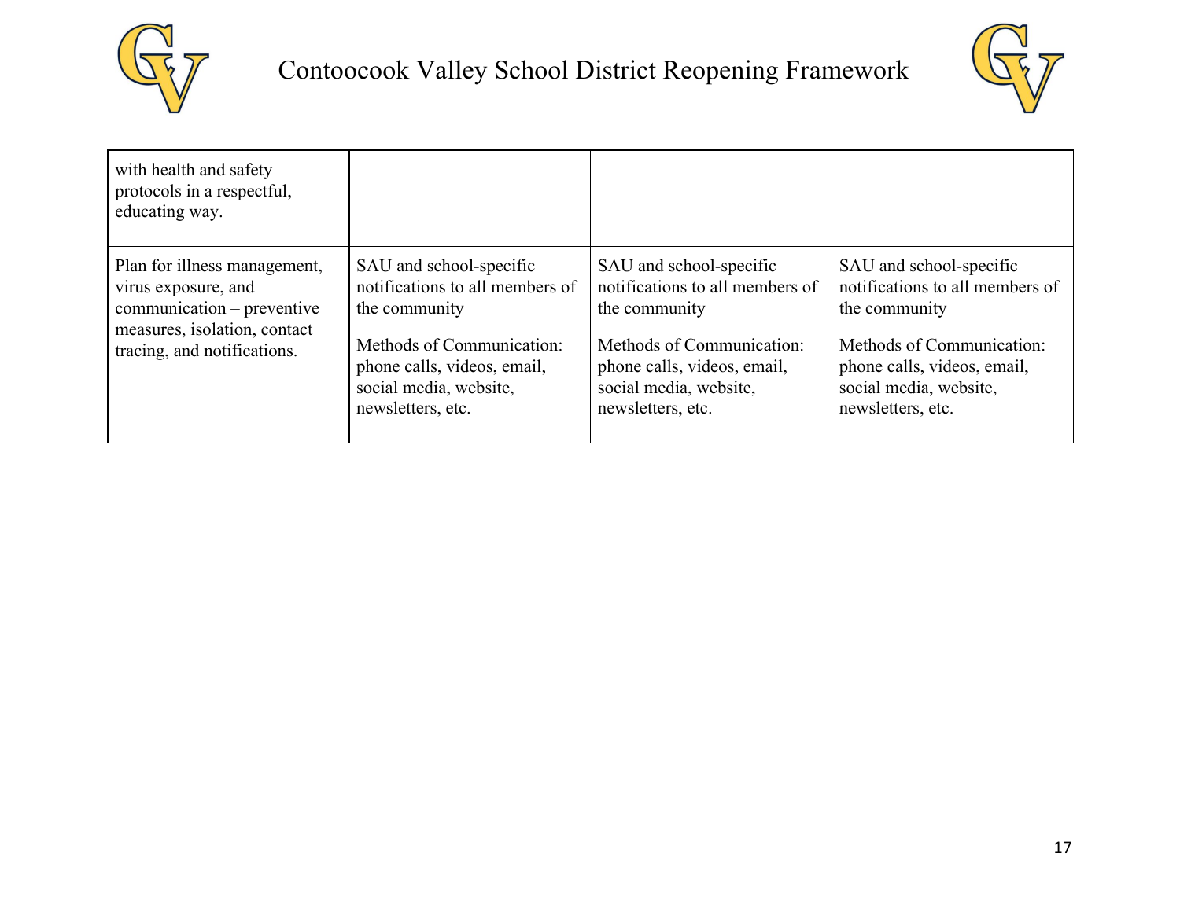| | | | |
|---|---|---|---|
| with health and safety protocols in a respectful, educating way. | | | |
| Plan for illness management, virus exposure, and communication – preventive measures, isolation, contact tracing, and notifications. | SAU and school-specific notifications to all members of the community<br><br>Methods of Communication: phone calls, videos, email, social media, website, newsletters, etc. | SAU and school-specific notifications to all members of the community<br><br>Methods of Communication: phone calls, videos, email, social media, website, newsletters, etc. | SAU and school-specific notifications to all members of the community<br><br>Methods of Communication: phone calls, videos, email, social media, website, newsletters, etc. |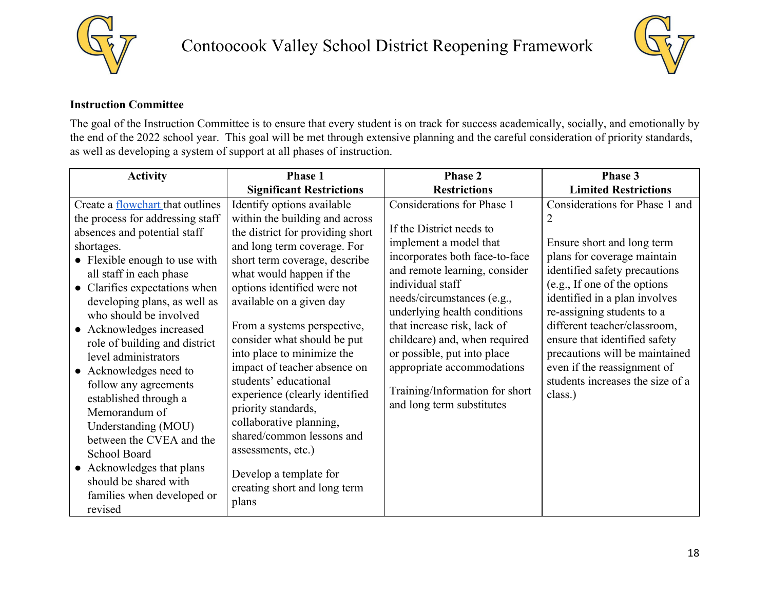**Instruction Committee**

The goal of the Instruction Committee is to ensure that every student is on track for success academically, socially, and emotionally by the end of the 2022 school year. This goal will be met through extensive planning and the careful consideration of priority standards, as well as developing a system of support at all phases of instruction.

| Activity | Phase 1<br>Significant Restrictions | Phase 2<br>Restrictions | Phase 3<br>Limited Restrictions |
|---|---|---|---|
| Create a flowchart that outlines the process for addressing staff absences and potential staff shortages.<br>● Flexible enough to use with all staff in each phase<br>● Clarifies expectations when developing plans, as well as who should be involved<br>● Acknowledges increased role of building and district level administrators<br>● Acknowledges need to follow any agreements established through a Memorandum of Understanding (MOU) between the CVEA and the School Board<br>● Acknowledges that plans should be shared with families when developed or revised | Identify options available within the building and across the district for providing short and long term coverage. For short term coverage, describe what would happen if the options identified were not available on a given day<br><br>From a systems perspective, consider what should be put into place to minimize the impact of teacher absence on students' educational experience (clearly identified priority standards, collaborative planning, shared/common lessons and assessments, etc.)<br><br>Develop a template for creating short and long term plans | Considerations for Phase 1<br><br>If the District needs to implement a model that incorporates both face-to-face and remote learning, consider individual staff needs/circumstances (e.g., underlying health conditions that increase risk, lack of childcare) and, when required or possible, put into place appropriate accommodations<br><br>Training/Information for short and long term substitutes | Considerations for Phase 1 and 2<br><br>Ensure short and long term plans for coverage maintain identified safety precautions (e.g., If one of the options identified in a plan involves re-assigning students to a different teacher/classroom, ensure that identified safety precautions will be maintained even if the reassignment of students increases the size of a class.) |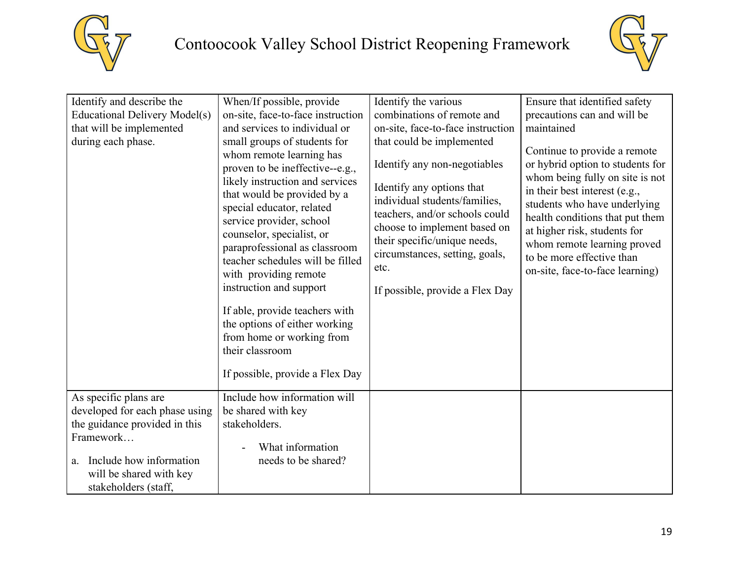# Contoocook Valley School District Reopening Framework

| | | | |
|---|---|---|---|
| Identify and describe the Educational Delivery Model(s) that will be implemented during each phase. | When/If possible, provide on-site, face-to-face instruction and services to individual or small groups of students for whom remote learning has proven to be ineffective--e.g., likely instruction and services that would be provided by a special educator, related service provider, school counselor, specialist, or paraprofessional as classroom teacher schedules will be filled with providing remote instruction and support<br><br>If able, provide teachers with the options of either working from home or working from their classroom<br><br>If possible, provide a Flex Day | Identify the various combinations of remote and on-site, face-to-face instruction that could be implemented<br><br>Identify any non-negotiables<br><br>Identify any options that individual students/families, teachers, and/or schools could choose to implement based on their specific/unique needs, circumstances, setting, goals, etc.<br><br>If possible, provide a Flex Day | Ensure that identified safety precautions can and will be maintained<br><br>Continue to provide a remote or hybrid option to students for whom being fully on site is not in their best interest (e.g., students who have underlying health conditions that put them at higher risk, students for whom remote learning proved to be more effective than on-site, face-to-face learning) |
| As specific plans are developed for each phase using the guidance provided in this Framework…<br><br>a. Include how information will be shared with key stakeholders (staff, | Include how information will be shared with key stakeholders.<br><br>- What information needs to be shared? | | |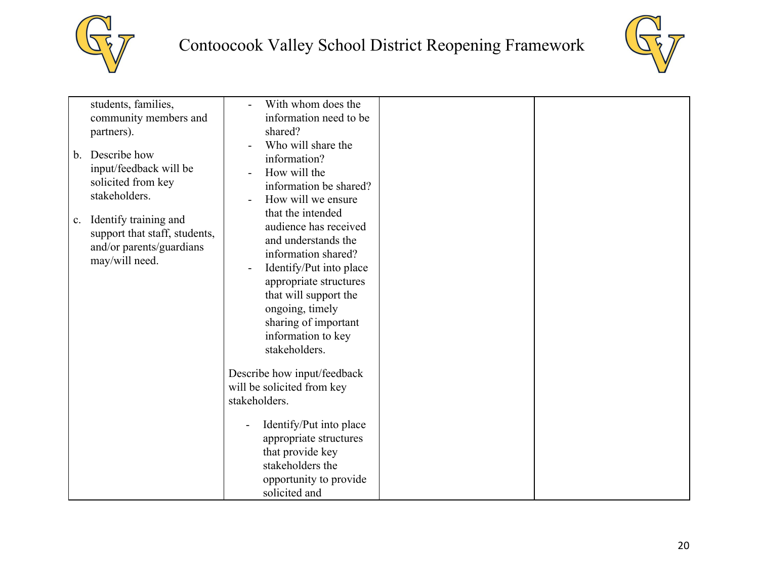| | | | |
|---|---|---|---|
| students, families, community members and partners).<br><br>b. Describe how input/feedback will be solicited from key stakeholders.<br><br>c. Identify training and support that staff, students, and/or parents/guardians may/will need. | - With whom does the information need to be shared?<br>- Who will share the information?<br>- How will the information be shared?<br>- How will we ensure that the intended audience has received and understands the information shared?<br>- Identify/Put into place appropriate structures that will support the ongoing, timely sharing of important information to key stakeholders.<br><br>Describe how input/feedback will be solicited from key stakeholders.<br><br>- Identify/Put into place appropriate structures that provide key stakeholders the opportunity to provide solicited and | | |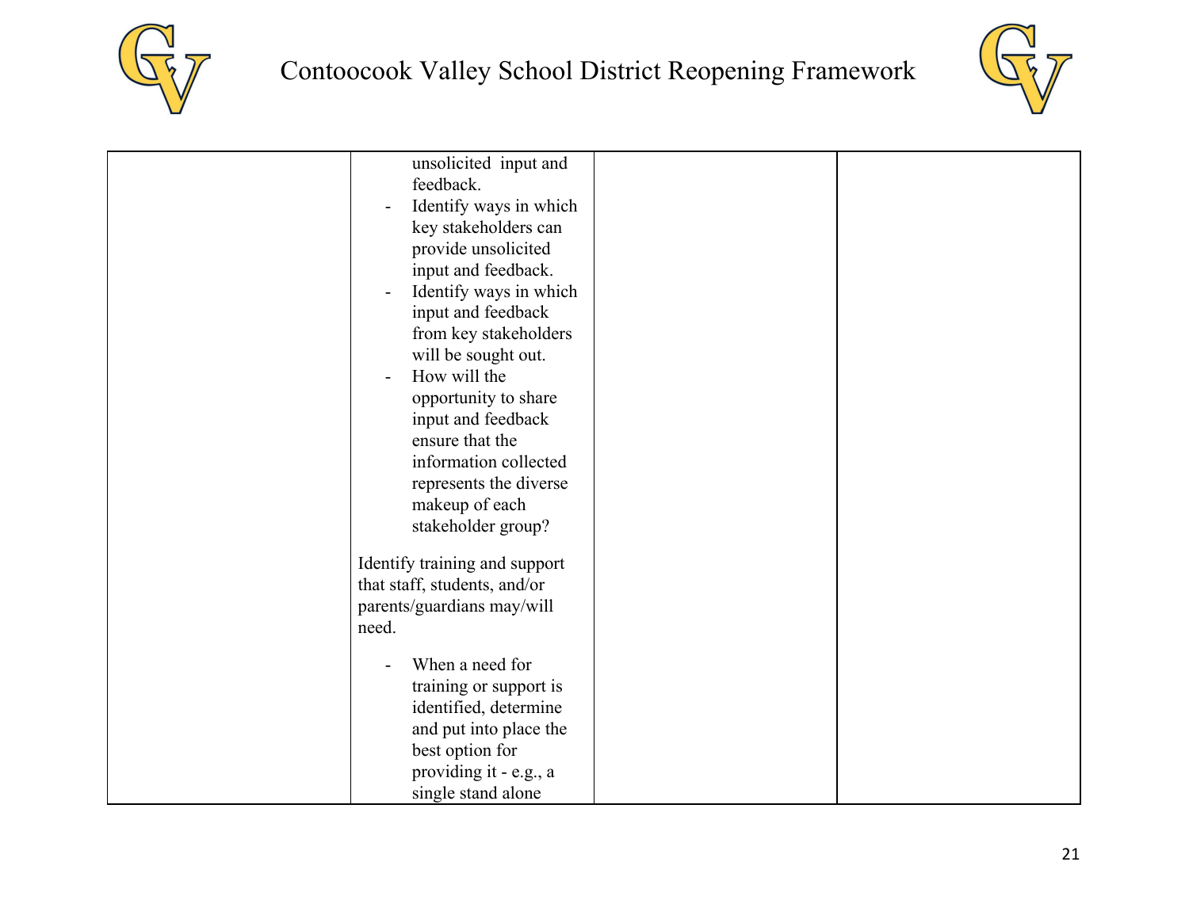| | | | |
|---|---|---|---|
| | unsolicited input and feedback.<br>- Identify ways in which key stakeholders can provide unsolicited input and feedback.<br>- Identify ways in which input and feedback from key stakeholders will be sought out.<br>- How will the opportunity to share input and feedback ensure that the information collected represents the diverse makeup of each stakeholder group?<br><br>Identify training and support that staff, students, and/or parents/guardians may/will need.<br><br>- When a need for training or support is identified, determine and put into place the best option for providing it - e.g., a single stand alone | | |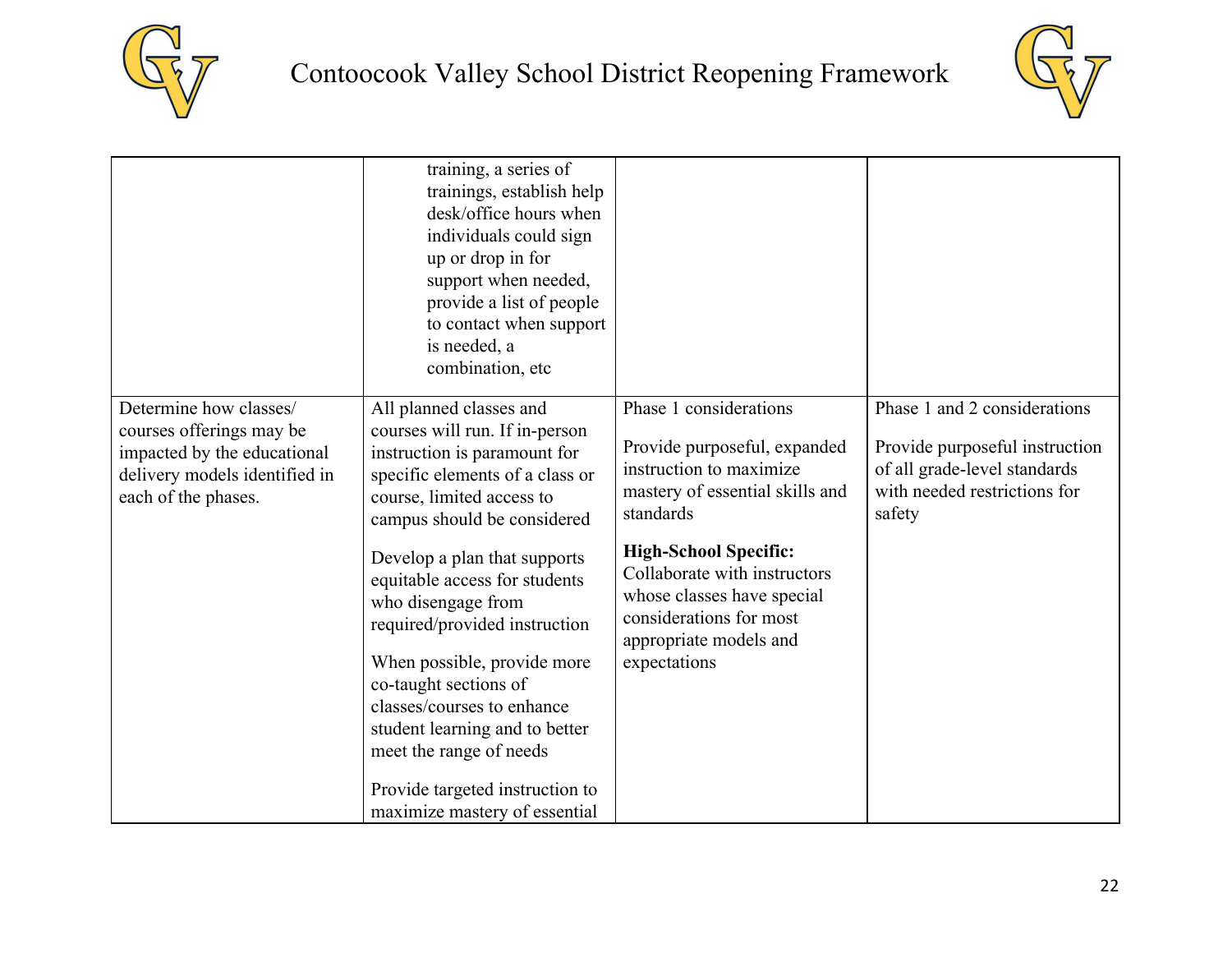# Contoocook Valley School District Reopening Framework

| | | | |
|---|---|---|---|
| | training, a series of trainings, establish help desk/office hours when individuals could sign up or drop in for support when needed, provide a list of people to contact when support is needed, a combination, etc | | |
| Determine how classes/ courses offerings may be impacted by the educational delivery models identified in each of the phases. | All planned classes and courses will run. If in-person instruction is paramount for specific elements of a class or course, limited access to campus should be considered<br><br>Develop a plan that supports equitable access for students who disengage from required/provided instruction<br><br>When possible, provide more co-taught sections of classes/courses to enhance student learning and to better meet the range of needs<br><br>Provide targeted instruction to maximize mastery of essential | Phase 1 considerations<br><br>Provide purposeful, expanded instruction to maximize mastery of essential skills and standards<br><br>**High-School Specific:** Collaborate with instructors whose classes have special considerations for most appropriate models and expectations | Phase 1 and 2 considerations<br><br>Provide purposeful instruction of all grade-level standards with needed restrictions for safety |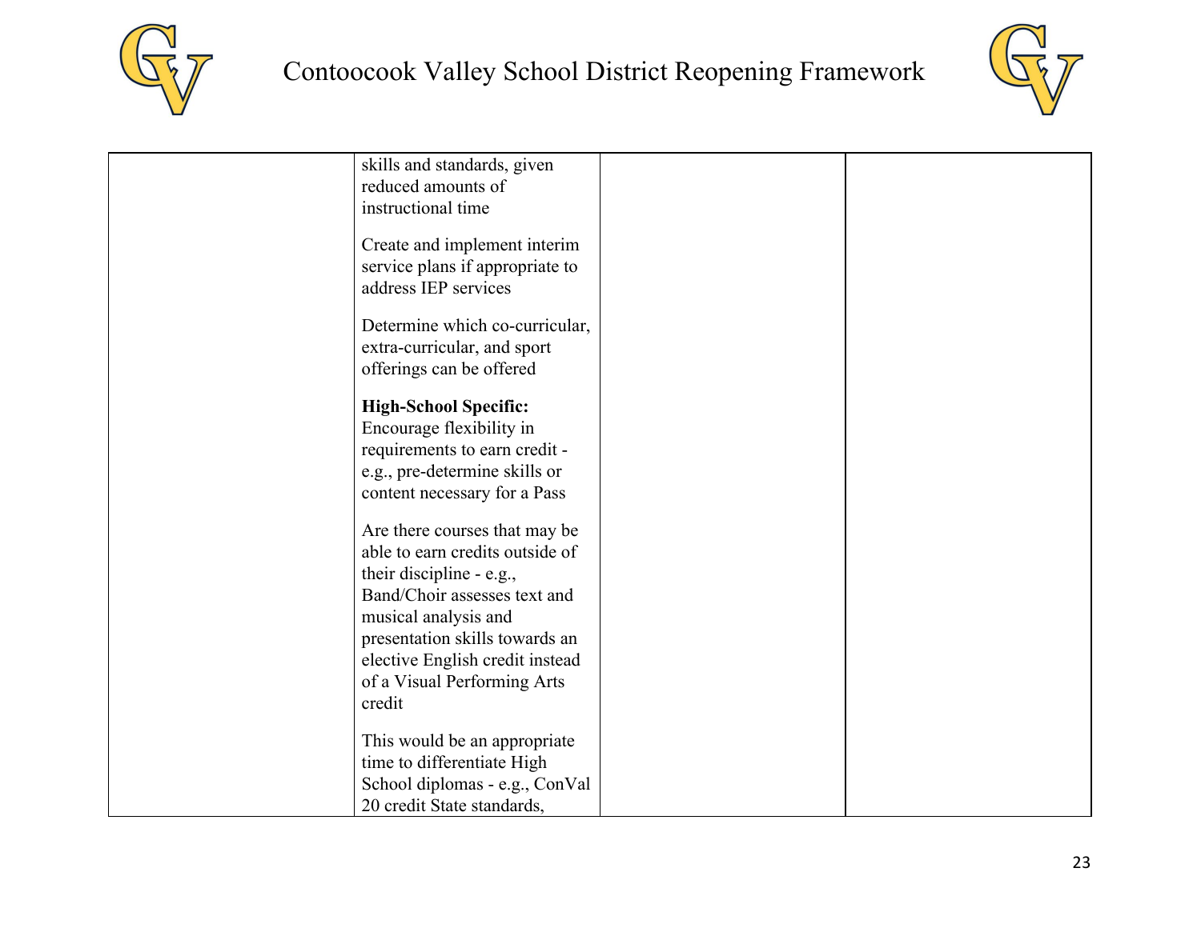| | | | |
|---|---|---|---|
| | skills and standards, given reduced amounts of instructional time<br><br>Create and implement interim service plans if appropriate to address IEP services<br><br>Determine which co-curricular, extra-curricular, and sport offerings can be offered<br><br>**High-School Specific:** Encourage flexibility in requirements to earn credit - e.g., pre-determine skills or content necessary for a Pass<br><br>Are there courses that may be able to earn credits outside of their discipline - e.g., Band/Choir assesses text and musical analysis and presentation skills towards an elective English credit instead of a Visual Performing Arts credit<br><br>This would be an appropriate time to differentiate High School diplomas - e.g., ConVal 20 credit State standards, | | |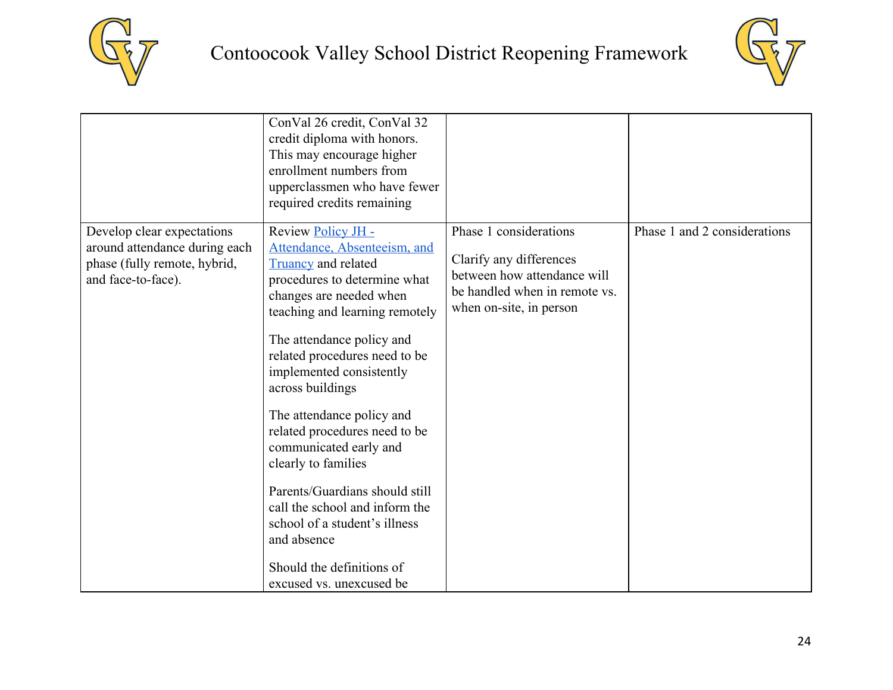| | | | |
|---|---|---|---|
| | ConVal 26 credit, ConVal 32 credit diploma with honors. This may encourage higher enrollment numbers from upperclassmen who have fewer required credits remaining | | |
| Develop clear expectations around attendance during each phase (fully remote, hybrid, and face-to-face). | Review [Policy JH - Attendance, Absenteeism, and Truancy]() and related procedures to determine what changes are needed when teaching and learning remotely<br><br>The attendance policy and related procedures need to be implemented consistently across buildings<br><br>The attendance policy and related procedures need to be communicated early and clearly to families<br><br>Parents/Guardians should still call the school and inform the school of a student's illness and absence<br><br>Should the definitions of excused vs. unexcused be | Phase 1 considerations<br><br>Clarify any differences between how attendance will be handled when in remote vs. when on-site, in person | Phase 1 and 2 considerations |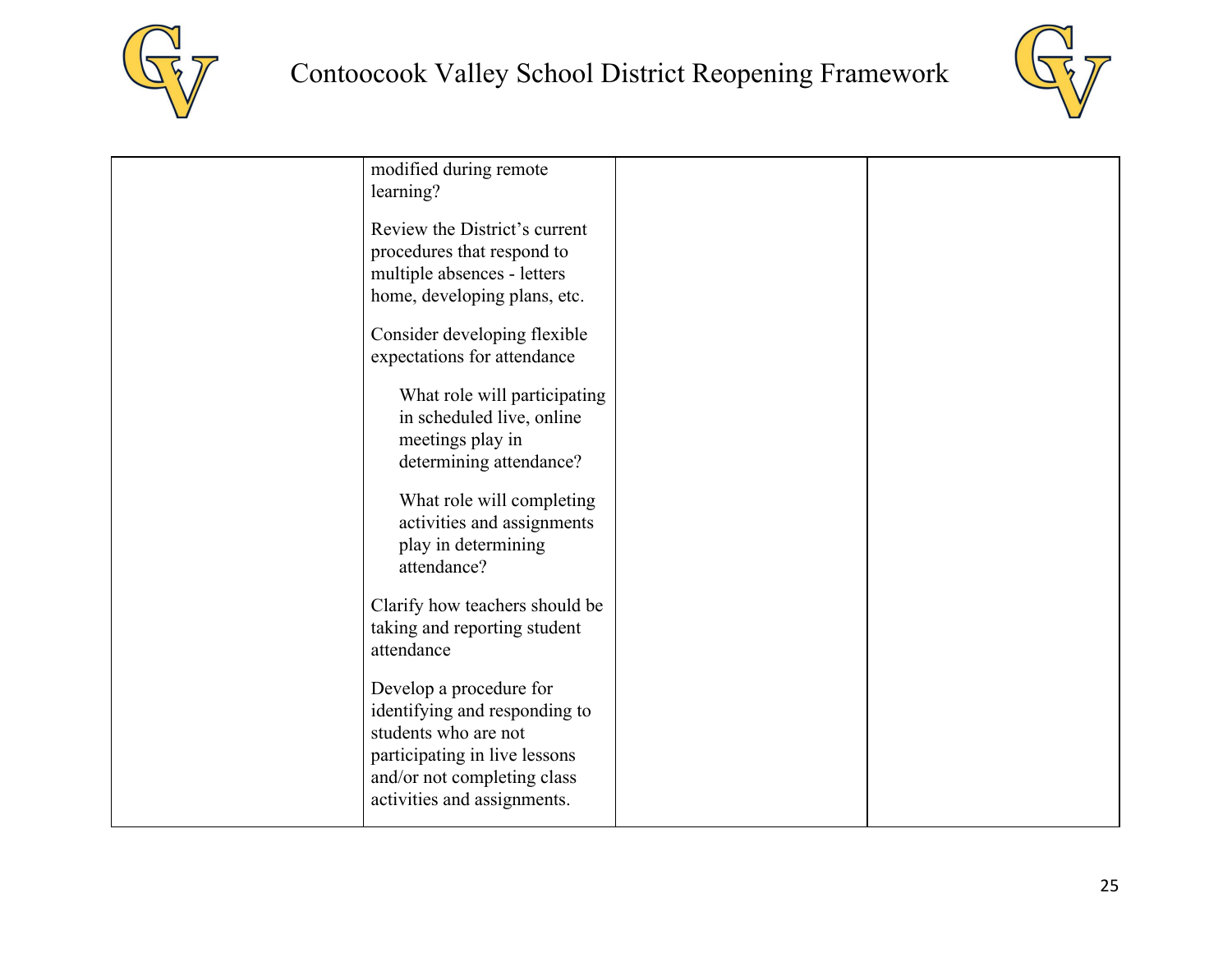|  |  |  |  |
|---|---|---|---|
|  | modified during remote learning?<br><br>Review the District's current procedures that respond to multiple absences - letters home, developing plans, etc.<br><br>Consider developing flexible expectations for attendance<br><br>What role will participating in scheduled live, online meetings play in determining attendance?<br><br>What role will completing activities and assignments play in determining attendance?<br><br>Clarify how teachers should be taking and reporting student attendance<br><br>Develop a procedure for identifying and responding to students who are not participating in live lessons and/or not completing class activities and assignments. |  |  |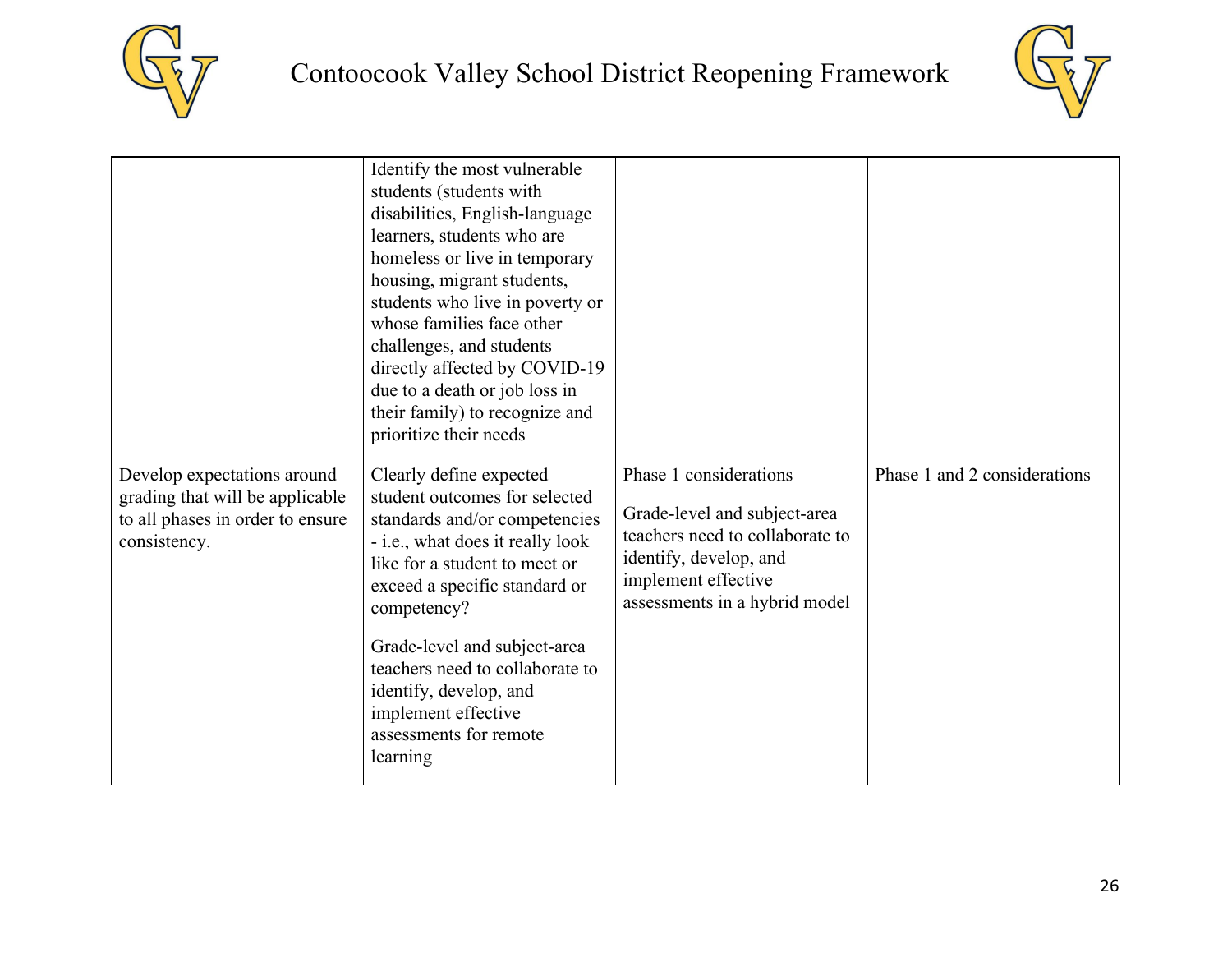| | | | |
|---|---|---|---|
| | Identify the most vulnerable students (students with disabilities, English-language learners, students who are homeless or live in temporary housing, migrant students, students who live in poverty or whose families face other challenges, and students directly affected by COVID-19 due to a death or job loss in their family) to recognize and prioritize their needs | | |
| Develop expectations around grading that will be applicable to all phases in order to ensure consistency. | Clearly define expected student outcomes for selected standards and/or competencies - i.e., what does it really look like for a student to meet or exceed a specific standard or competency?<br><br>Grade-level and subject-area teachers need to collaborate to identify, develop, and implement effective assessments for remote learning | Phase 1 considerations<br><br>Grade-level and subject-area teachers need to collaborate to identify, develop, and implement effective assessments in a hybrid model | Phase 1 and 2 considerations |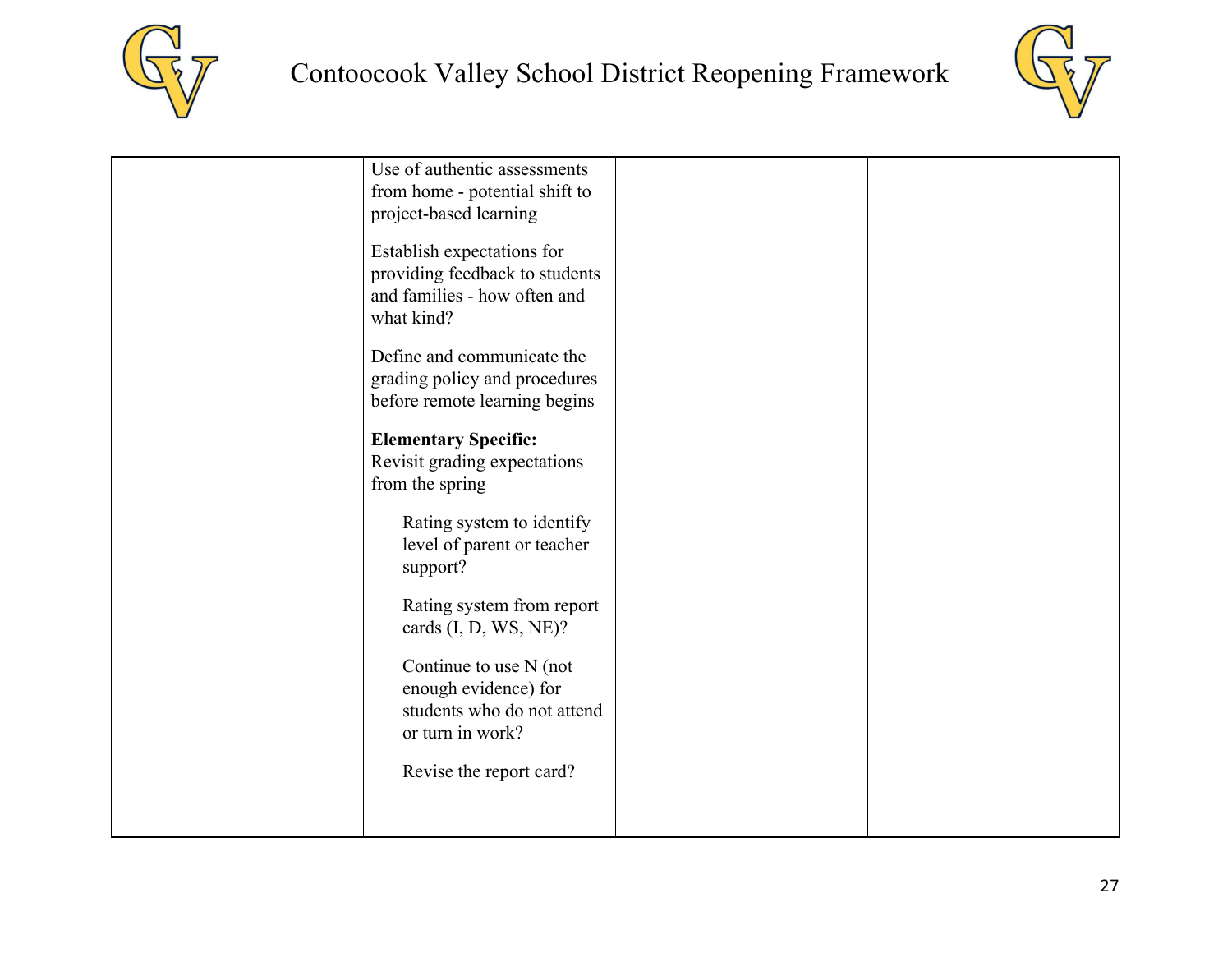| | | | |
|---|---|---|---|
| | Use of authentic assessments from home - potential shift to project-based learning<br><br>Establish expectations for providing feedback to students and families - how often and what kind?<br><br>Define and communicate the grading policy and procedures before remote learning begins<br><br>**Elementary Specific:** Revisit grading expectations from the spring<br><br>Rating system to identify level of parent or teacher support?<br><br>Rating system from report cards (I, D, WS, NE)?<br><br>Continue to use N (not enough evidence) for students who do not attend or turn in work?<br><br>Revise the report card? | | |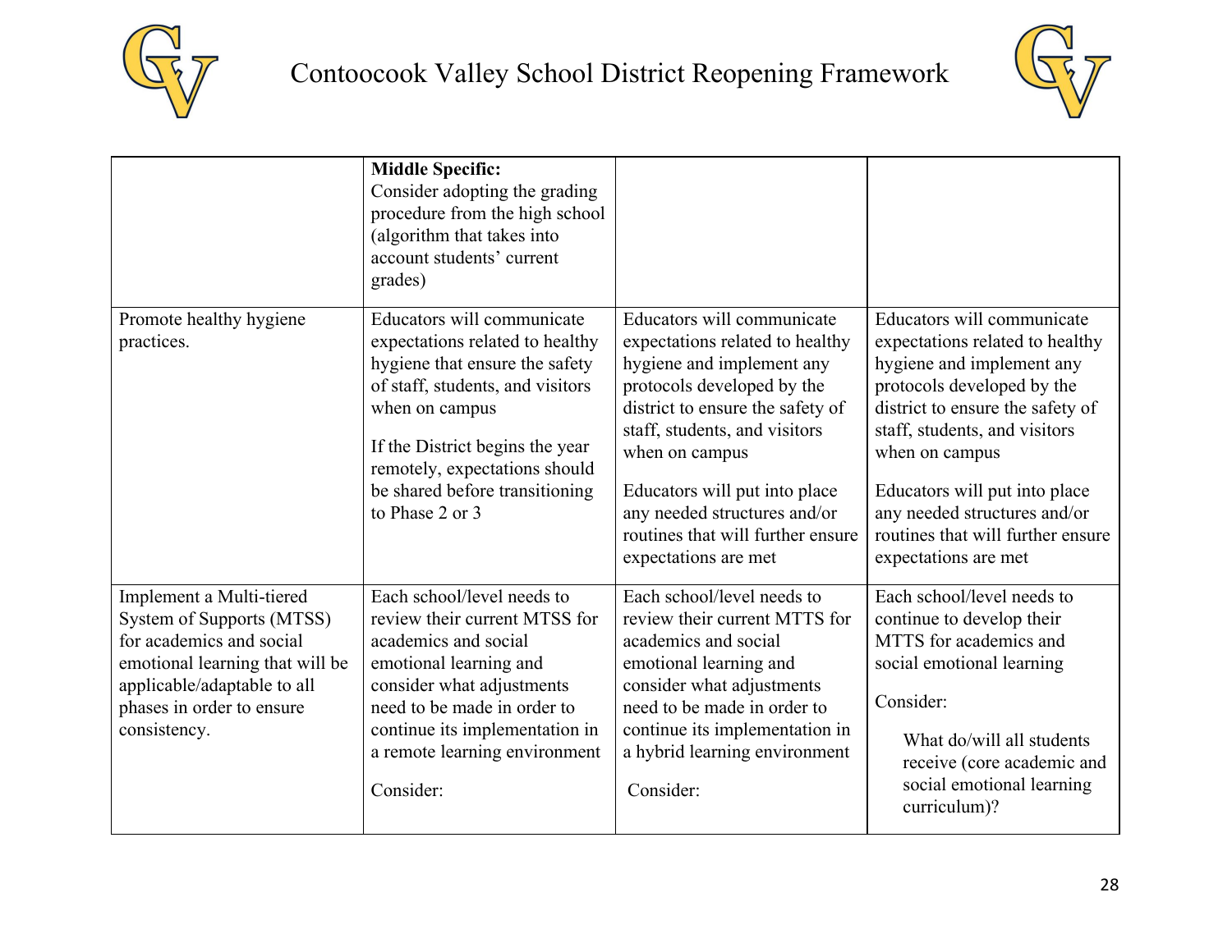# Contoocook Valley School District Reopening Framework

| | | | |
|---|---|---|---|
| | **Middle Specific:** Consider adopting the grading procedure from the high school (algorithm that takes into account students' current grades) | | |
| Promote healthy hygiene practices. | Educators will communicate expectations related to healthy hygiene that ensure the safety of staff, students, and visitors when on campus<br><br>If the District begins the year remotely, expectations should be shared before transitioning to Phase 2 or 3 | Educators will communicate expectations related to healthy hygiene and implement any protocols developed by the district to ensure the safety of staff, students, and visitors when on campus<br><br>Educators will put into place any needed structures and/or routines that will further ensure expectations are met | Educators will communicate expectations related to healthy hygiene and implement any protocols developed by the district to ensure the safety of staff, students, and visitors when on campus<br><br>Educators will put into place any needed structures and/or routines that will further ensure expectations are met |
| Implement a Multi-tiered System of Supports (MTSS) for academics and social emotional learning that will be applicable/adaptable to all phases in order to ensure consistency. | Each school/level needs to review their current MTSS for academics and social emotional learning and consider what adjustments need to be made in order to continue its implementation in a remote learning environment<br><br>Consider: | Each school/level needs to review their current MTTS for academics and social emotional learning and consider what adjustments need to be made in order to continue its implementation in a hybrid learning environment<br><br>Consider: | Each school/level needs to continue to develop their MTTS for academics and social emotional learning<br><br>Consider:<br><br>What do/will all students receive (core academic and social emotional learning curriculum)? |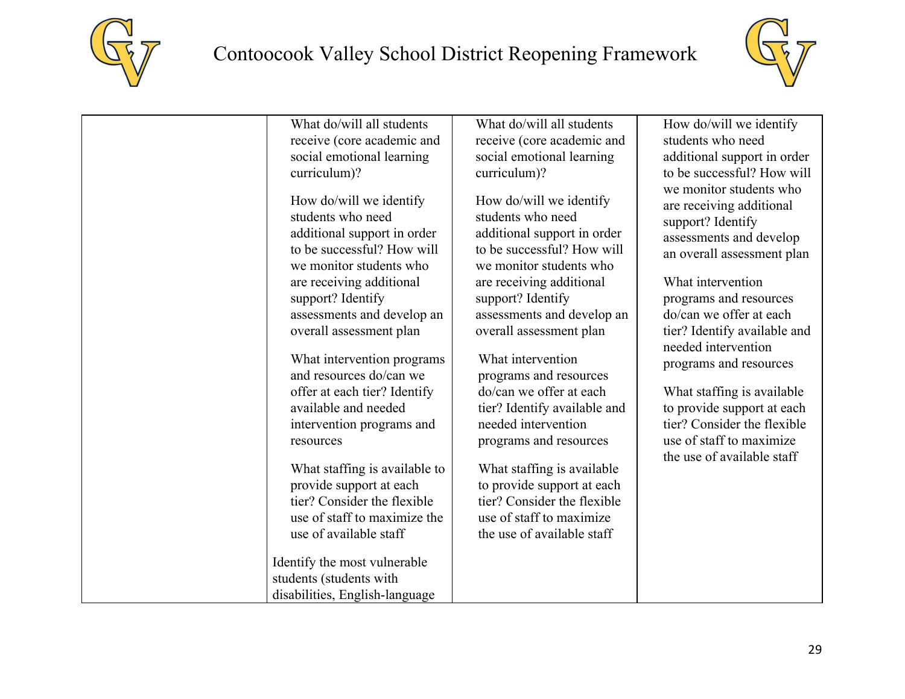| | | | |
|---|---|---|---|
| | What do/will all students receive (core academic and social emotional learning curriculum)?<br><br>How do/will we identify students who need additional support in order to be successful? How will we monitor students who are receiving additional support? Identify assessments and develop an overall assessment plan<br><br>What intervention programs and resources do/can we offer at each tier? Identify available and needed intervention programs and resources<br><br>What staffing is available to provide support at each tier? Consider the flexible use of staff to maximize the use of available staff<br><br>Identify the most vulnerable students (students with disabilities, English-language | What do/will all students receive (core academic and social emotional learning curriculum)?<br><br>How do/will we identify students who need additional support in order to be successful? How will we monitor students who are receiving additional support? Identify assessments and develop an overall assessment plan<br><br>What intervention programs and resources do/can we offer at each tier? Identify available and needed intervention programs and resources<br><br>What staffing is available to provide support at each tier? Consider the flexible use of staff to maximize the use of available staff | How do/will we identify students who need additional support in order to be successful? How will we monitor students who are receiving additional support? Identify assessments and develop an overall assessment plan<br><br>What intervention programs and resources do/can we offer at each tier? Identify available and needed intervention programs and resources<br><br>What staffing is available to provide support at each tier? Consider the flexible use of staff to maximize the use of available staff |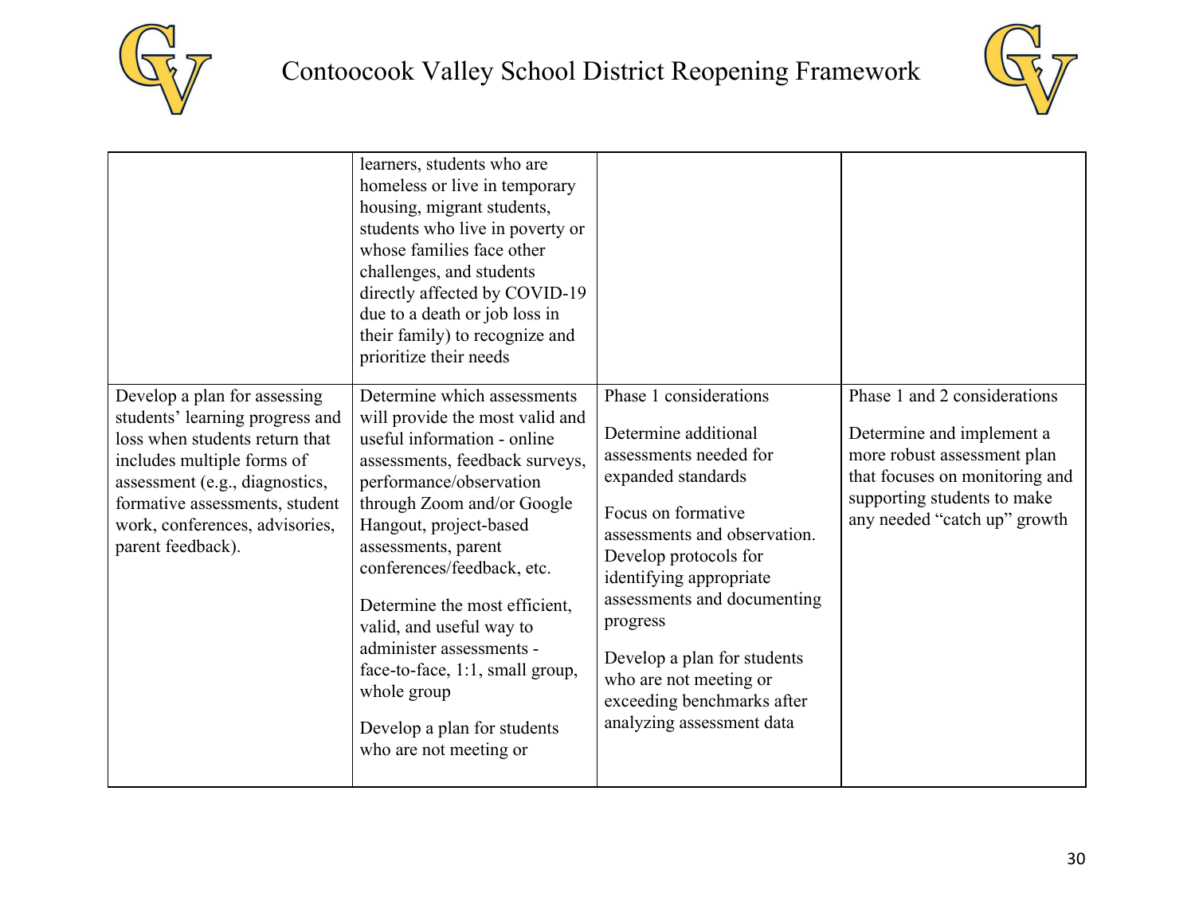# Contoocook Valley School District Reopening Framework

| | | | |
|---|---|---|---|
| | learners, students who are homeless or live in temporary housing, migrant students, students who live in poverty or whose families face other challenges, and students directly affected by COVID-19 due to a death or job loss in their family) to recognize and prioritize their needs | | |
| Develop a plan for assessing students' learning progress and loss when students return that includes multiple forms of assessment (e.g., diagnostics, formative assessments, student work, conferences, advisories, parent feedback). | Determine which assessments will provide the most valid and useful information - online assessments, feedback surveys, performance/observation through Zoom and/or Google Hangout, project-based assessments, parent conferences/feedback, etc.<br><br>Determine the most efficient, valid, and useful way to administer assessments - face-to-face, 1:1, small group, whole group<br><br>Develop a plan for students who are not meeting or | Phase 1 considerations<br><br>Determine additional assessments needed for expanded standards<br><br>Focus on formative assessments and observation. Develop protocols for identifying appropriate assessments and documenting progress<br><br>Develop a plan for students who are not meeting or exceeding benchmarks after analyzing assessment data | Phase 1 and 2 considerations<br><br>Determine and implement a more robust assessment plan that focuses on monitoring and supporting students to make any needed "catch up" growth |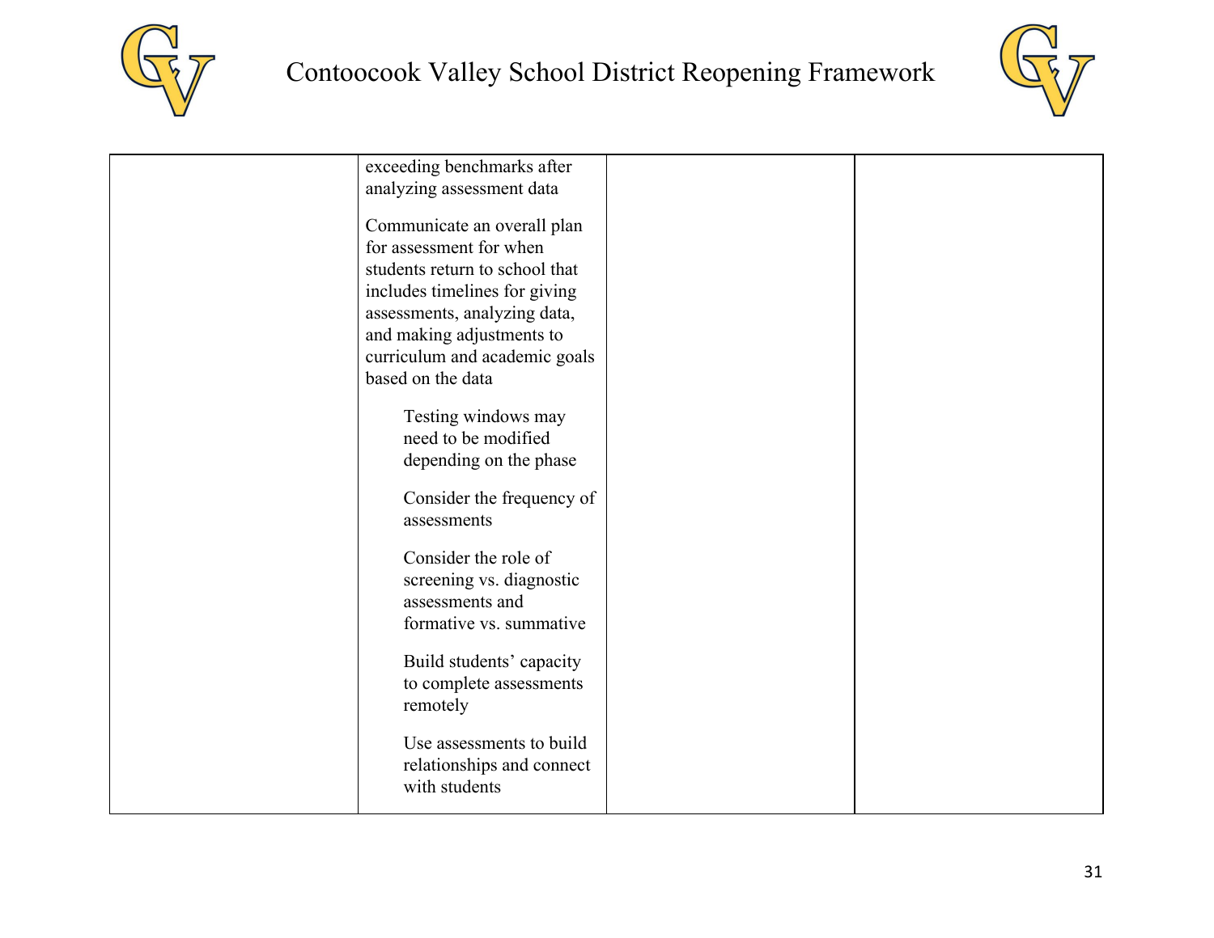|  |  |  |  |
|---|---|---|---|
|  | exceeding benchmarks after analyzing assessment data<br><br>Communicate an overall plan for assessment for when students return to school that includes timelines for giving assessments, analyzing data, and making adjustments to curriculum and academic goals based on the data<br><br>Testing windows may need to be modified depending on the phase<br><br>Consider the frequency of assessments<br><br>Consider the role of screening vs. diagnostic assessments and formative vs. summative<br><br>Build students' capacity to complete assessments remotely<br><br>Use assessments to build relationships and connect with students |  |  |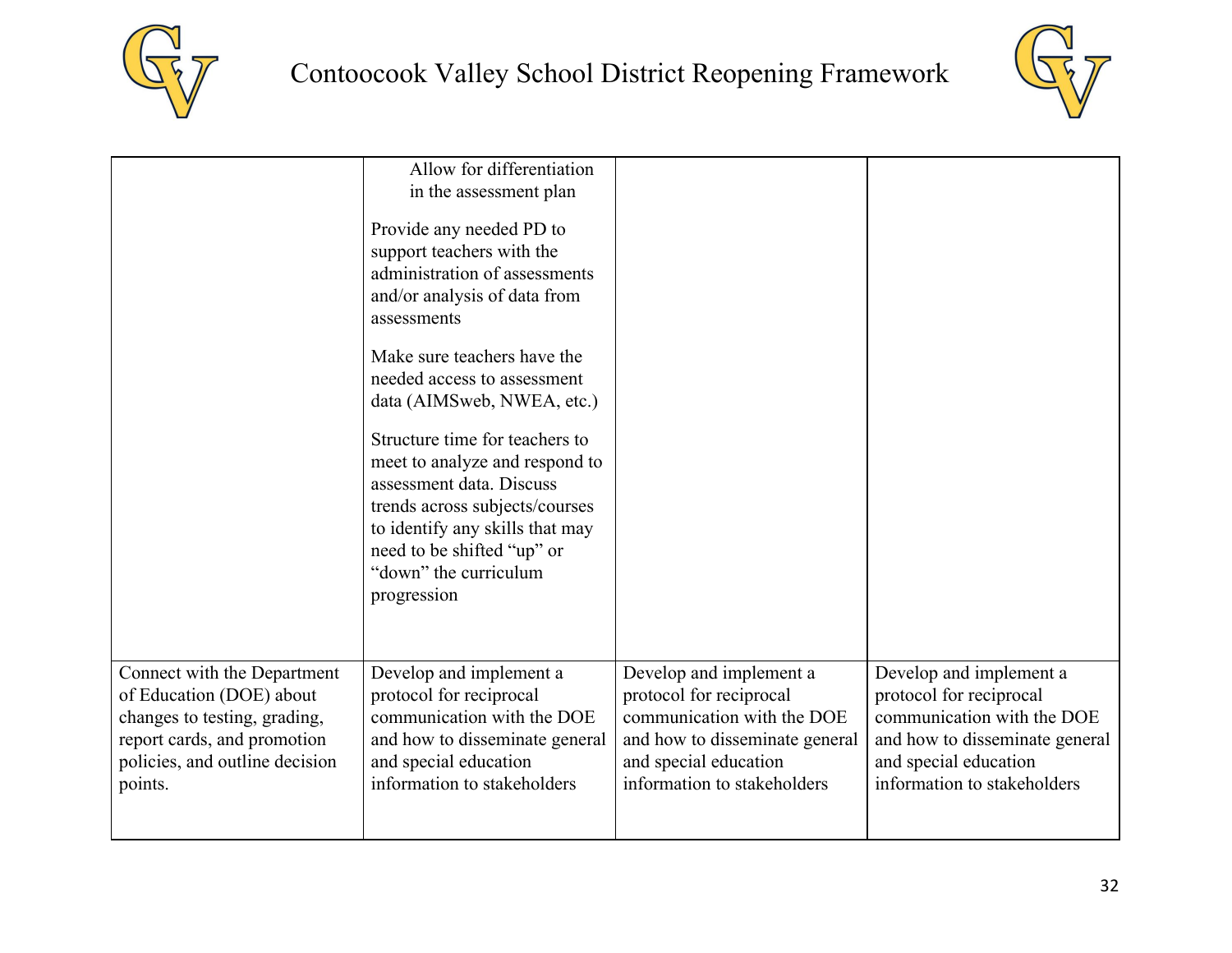| | | | |
|---|---|---|---|
| | Allow for differentiation in the assessment plan<br><br>Provide any needed PD to support teachers with the administration of assessments and/or analysis of data from assessments<br><br>Make sure teachers have the needed access to assessment data (AIMSweb, NWEA, etc.)<br><br>Structure time for teachers to meet to analyze and respond to assessment data. Discuss trends across subjects/courses to identify any skills that may need to be shifted "up" or "down" the curriculum progression | | |
| Connect with the Department of Education (DOE) about changes to testing, grading, report cards, and promotion policies, and outline decision points. | Develop and implement a protocol for reciprocal communication with the DOE and how to disseminate general and special education information to stakeholders | Develop and implement a protocol for reciprocal communication with the DOE and how to disseminate general and special education information to stakeholders | Develop and implement a protocol for reciprocal communication with the DOE and how to disseminate general and special education information to stakeholders |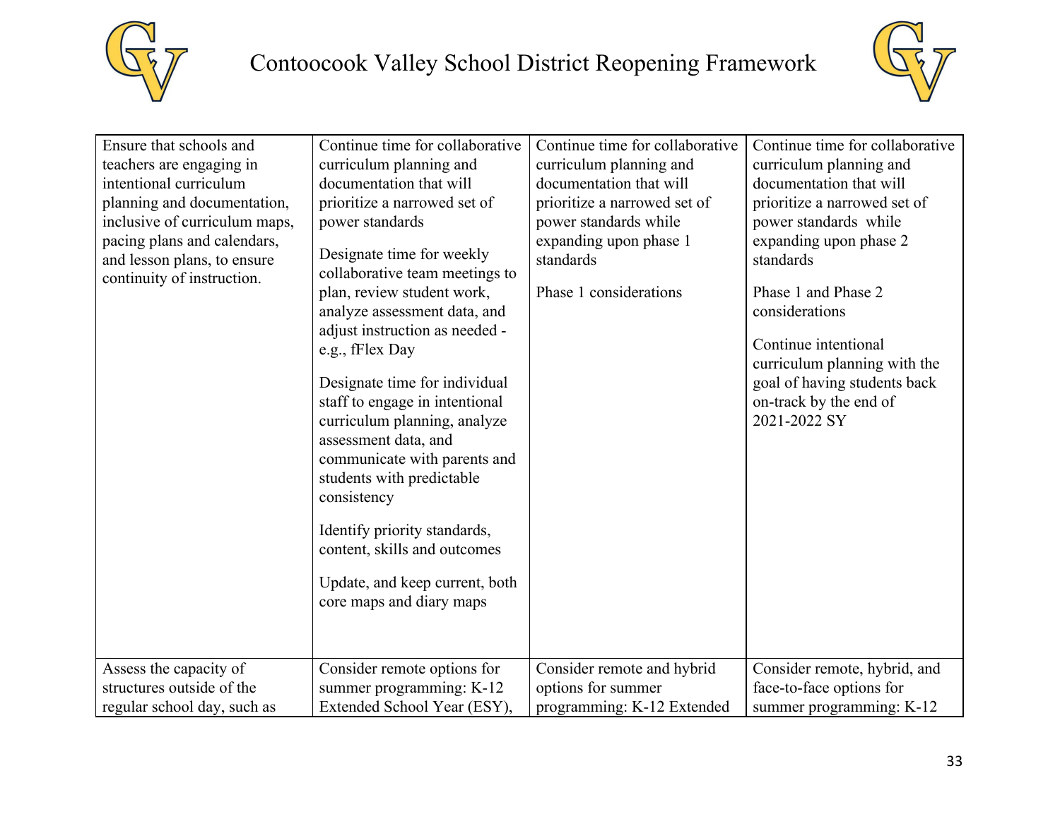| | | | |
|---|---|---|---|
| Ensure that schools and teachers are engaging in intentional curriculum planning and documentation, inclusive of curriculum maps, pacing plans and calendars, and lesson plans, to ensure continuity of instruction. | Continue time for collaborative curriculum planning and documentation that will prioritize a narrowed set of power standards<br><br>Designate time for weekly collaborative team meetings to plan, review student work, analyze assessment data, and adjust instruction as needed - e.g., fFlex Day<br><br>Designate time for individual staff to engage in intentional curriculum planning, analyze assessment data, and communicate with parents and students with predictable consistency<br><br>Identify priority standards, content, skills and outcomes<br><br>Update, and keep current, both core maps and diary maps | Continue time for collaborative curriculum planning and documentation that will prioritize a narrowed set of power standards while expanding upon phase 1 standards<br><br>Phase 1 considerations | Continue time for collaborative curriculum planning and documentation that will prioritize a narrowed set of power standards while expanding upon phase 2 standards<br><br>Phase 1 and Phase 2 considerations<br><br>Continue intentional curriculum planning with the goal of having students back on-track by the end of 2021-2022 SY |
| Assess the capacity of structures outside of the regular school day, such as | Consider remote options for summer programming: K-12 Extended School Year (ESY), | Consider remote and hybrid options for summer programming: K-12 Extended | Consider remote, hybrid, and face-to-face options for summer programming: K-12 |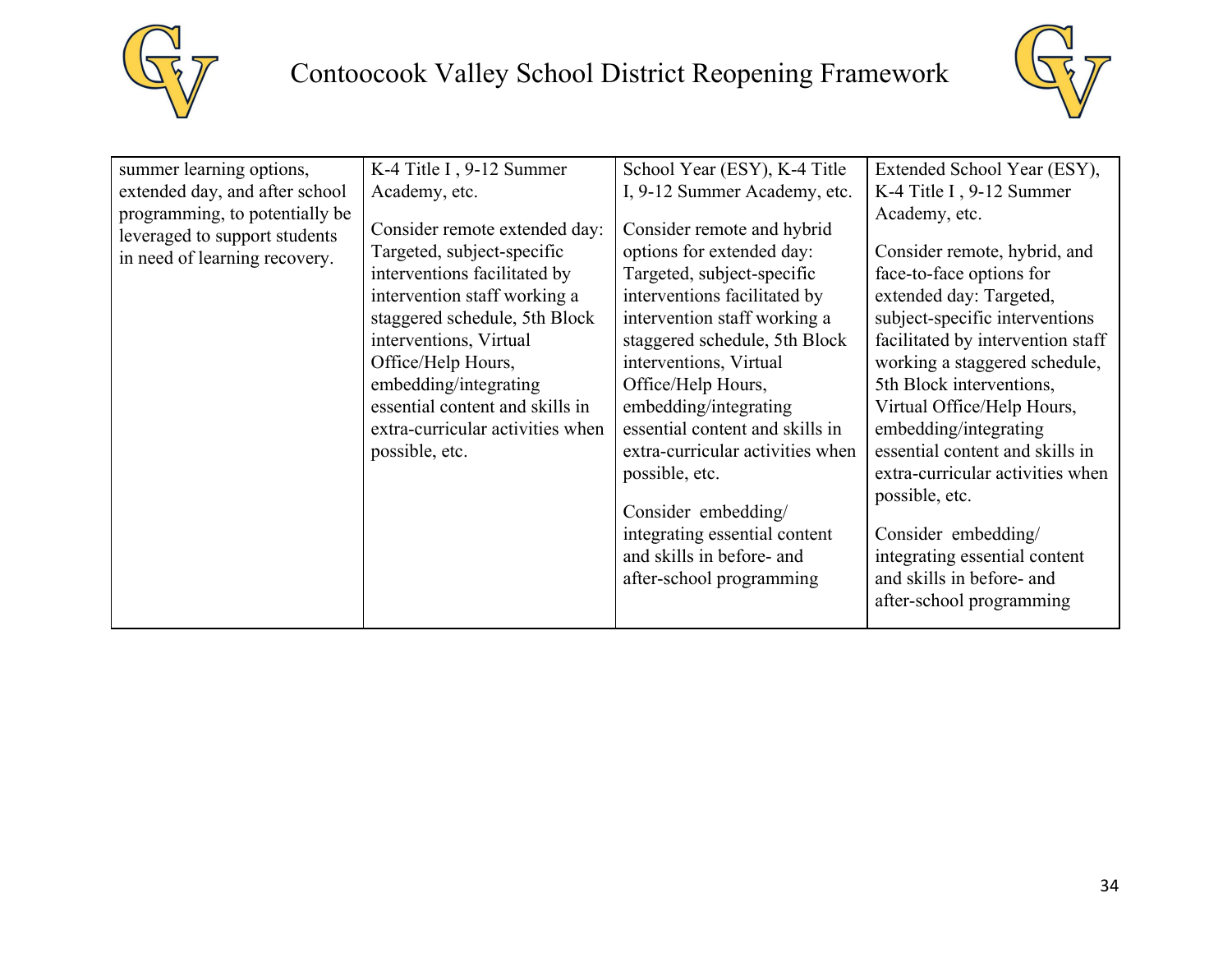| | | | |
|---|---|---|---|
| summer learning options, extended day, and after school programming, to potentially be leveraged to support students in need of learning recovery. | K-4 Title I , 9-12 Summer Academy, etc.<br><br>Consider remote extended day: Targeted, subject-specific interventions facilitated by intervention staff working a staggered schedule, 5th Block interventions, Virtual Office/Help Hours, embedding/integrating essential content and skills in extra-curricular activities when possible, etc. | School Year (ESY), K-4 Title I, 9-12 Summer Academy, etc.<br><br>Consider remote and hybrid options for extended day: Targeted, subject-specific interventions facilitated by intervention staff working a staggered schedule, 5th Block interventions, Virtual Office/Help Hours, embedding/integrating essential content and skills in extra-curricular activities when possible, etc.<br><br>Consider embedding/ integrating essential content and skills in before- and after-school programming | Extended School Year (ESY), K-4 Title I , 9-12 Summer Academy, etc.<br><br>Consider remote, hybrid, and face-to-face options for extended day: Targeted, subject-specific interventions facilitated by intervention staff working a staggered schedule, 5th Block interventions, Virtual Office/Help Hours, embedding/integrating essential content and skills in extra-curricular activities when possible, etc.<br><br>Consider embedding/ integrating essential content and skills in before- and after-school programming |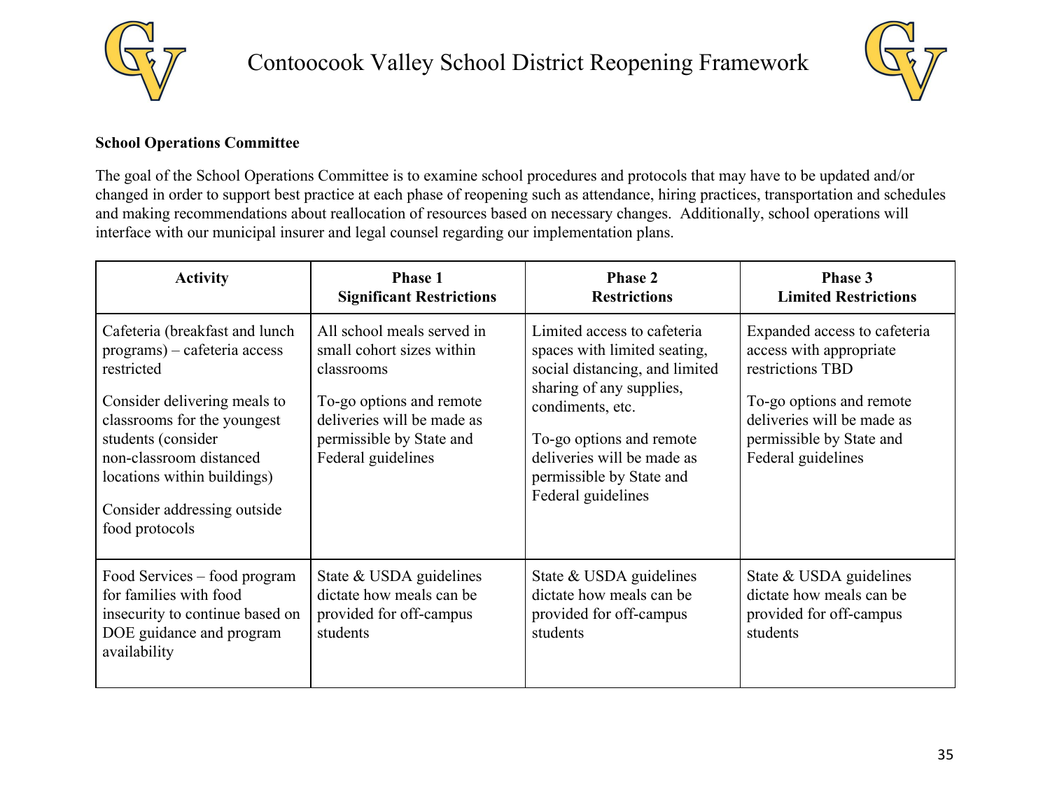**School Operations Committee**

The goal of the School Operations Committee is to examine school procedures and protocols that may have to be updated and/or changed in order to support best practice at each phase of reopening such as attendance, hiring practices, transportation and schedules and making recommendations about reallocation of resources based on necessary changes. Additionally, school operations will interface with our municipal insurer and legal counsel regarding our implementation plans.

| Activity | Phase 1<br>Significant Restrictions | Phase 2<br>Restrictions | Phase 3<br>Limited Restrictions |
|---|---|---|---|
| Cafeteria (breakfast and lunch programs) – cafeteria access restricted<br><br>Consider delivering meals to classrooms for the youngest students (consider non-classroom distanced locations within buildings)<br><br>Consider addressing outside food protocols | All school meals served in small cohort sizes within classrooms<br><br>To-go options and remote deliveries will be made as permissible by State and Federal guidelines | Limited access to cafeteria spaces with limited seating, social distancing, and limited sharing of any supplies, condiments, etc.<br><br>To-go options and remote deliveries will be made as permissible by State and Federal guidelines | Expanded access to cafeteria access with appropriate restrictions TBD<br><br>To-go options and remote deliveries will be made as permissible by State and Federal guidelines |
| Food Services – food program for families with food insecurity to continue based on DOE guidance and program availability | State & USDA guidelines dictate how meals can be provided for off-campus students | State & USDA guidelines dictate how meals can be provided for off-campus students | State & USDA guidelines dictate how meals can be provided for off-campus students |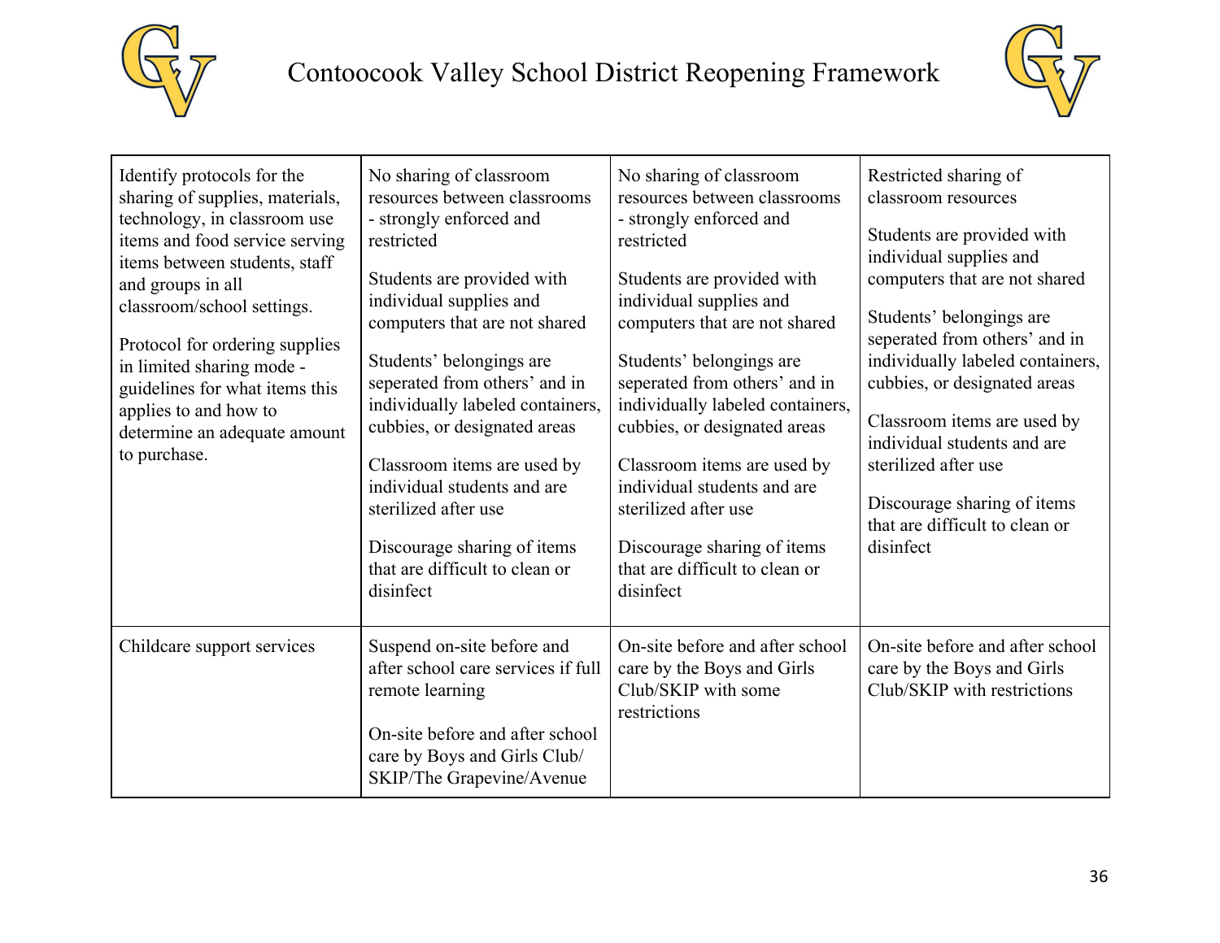| | | | |
|---|---|---|---|
| Identify protocols for the sharing of supplies, materials, technology, in classroom use items and food service serving items between students, staff and groups in all classroom/school settings.<br><br>Protocol for ordering supplies in limited sharing mode - guidelines for what items this applies to and how to determine an adequate amount to purchase. | No sharing of classroom resources between classrooms - strongly enforced and restricted<br><br>Students are provided with individual supplies and computers that are not shared<br><br>Students' belongings are seperated from others' and in individually labeled containers, cubbies, or designated areas<br><br>Classroom items are used by individual students and are sterilized after use<br><br>Discourage sharing of items that are difficult to clean or disinfect | No sharing of classroom resources between classrooms - strongly enforced and restricted<br><br>Students are provided with individual supplies and computers that are not shared<br><br>Students' belongings are seperated from others' and in individually labeled containers, cubbies, or designated areas<br><br>Classroom items are used by individual students and are sterilized after use<br><br>Discourage sharing of items that are difficult to clean or disinfect | Restricted sharing of classroom resources<br><br>Students are provided with individual supplies and computers that are not shared<br><br>Students' belongings are seperated from others' and in individually labeled containers, cubbies, or designated areas<br><br>Classroom items are used by individual students and are sterilized after use<br><br>Discourage sharing of items that are difficult to clean or disinfect |
| Childcare support services | Suspend on-site before and after school care services if full remote learning<br><br>On-site before and after school care by Boys and Girls Club/ SKIP/The Grapevine/Avenue | On-site before and after school care by the Boys and Girls Club/SKIP with some restrictions | On-site before and after school care by the Boys and Girls Club/SKIP with restrictions |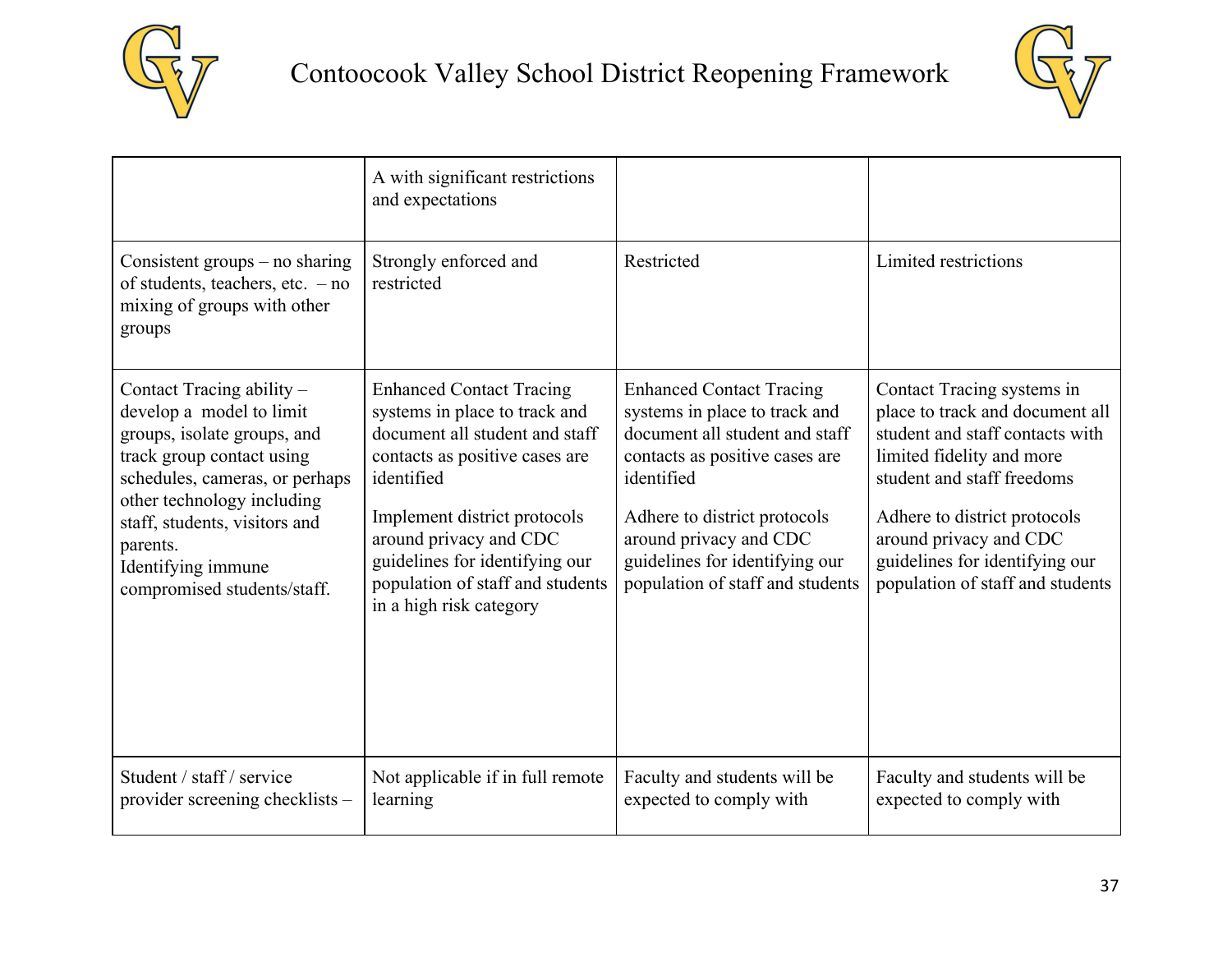| | A with significant restrictions and expectations | | |
|---|---|---|---|
| Consistent groups – no sharing of students, teachers, etc. – no mixing of groups with other groups | Strongly enforced and restricted | Restricted | Limited restrictions |
| Contact Tracing ability – develop a model to limit groups, isolate groups, and track group contact using schedules, cameras, or perhaps other technology including staff, students, visitors and parents.<br>Identifying immune compromised students/staff. | Enhanced Contact Tracing systems in place to track and document all student and staff contacts as positive cases are identified<br><br>Implement district protocols around privacy and CDC guidelines for identifying our population of staff and students in a high risk category | Enhanced Contact Tracing systems in place to track and document all student and staff contacts as positive cases are identified<br><br>Adhere to district protocols around privacy and CDC guidelines for identifying our population of staff and students | Contact Tracing systems in place to track and document all student and staff contacts with limited fidelity and more student and staff freedoms<br><br>Adhere to district protocols around privacy and CDC guidelines for identifying our population of staff and students |
| Student / staff / service provider screening checklists – | Not applicable if in full remote learning | Faculty and students will be expected to comply with | Faculty and students will be expected to comply with |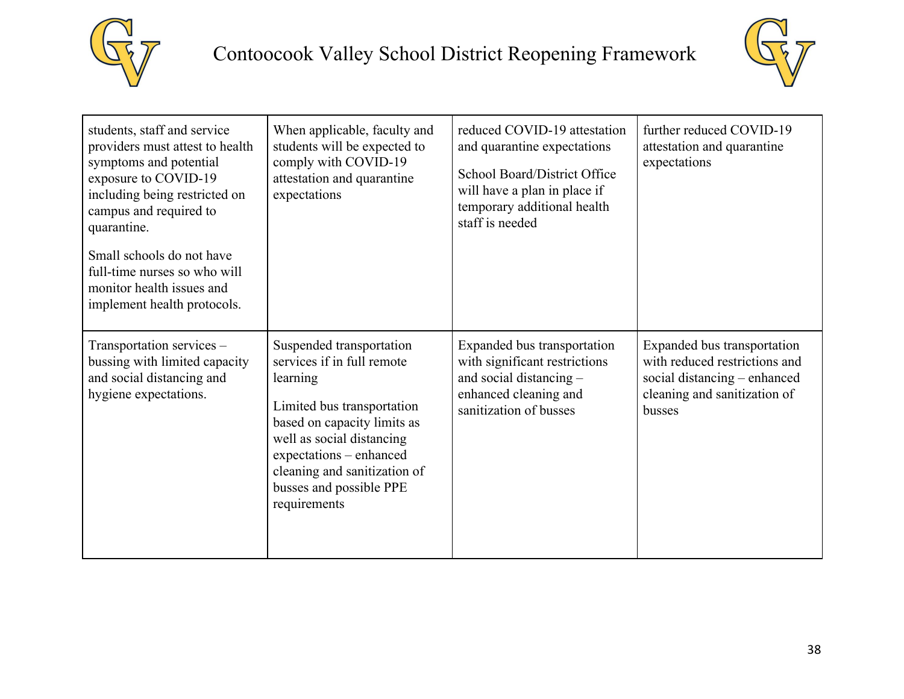| | | | |
|---|---|---|---|
| students, staff and service providers must attest to health symptoms and potential exposure to COVID-19 including being restricted on campus and required to quarantine.<br><br>Small schools do not have full-time nurses so who will monitor health issues and implement health protocols. | When applicable, faculty and students will be expected to comply with COVID-19 attestation and quarantine expectations | reduced COVID-19 attestation and quarantine expectations<br><br>School Board/District Office will have a plan in place if temporary additional health staff is needed | further reduced COVID-19 attestation and quarantine expectations |
| Transportation services – bussing with limited capacity and social distancing and hygiene expectations. | Suspended transportation services if in full remote learning<br><br>Limited bus transportation based on capacity limits as well as social distancing expectations – enhanced cleaning and sanitization of busses and possible PPE requirements | Expanded bus transportation with significant restrictions and social distancing – enhanced cleaning and sanitization of busses | Expanded bus transportation with reduced restrictions and social distancing – enhanced cleaning and sanitization of busses |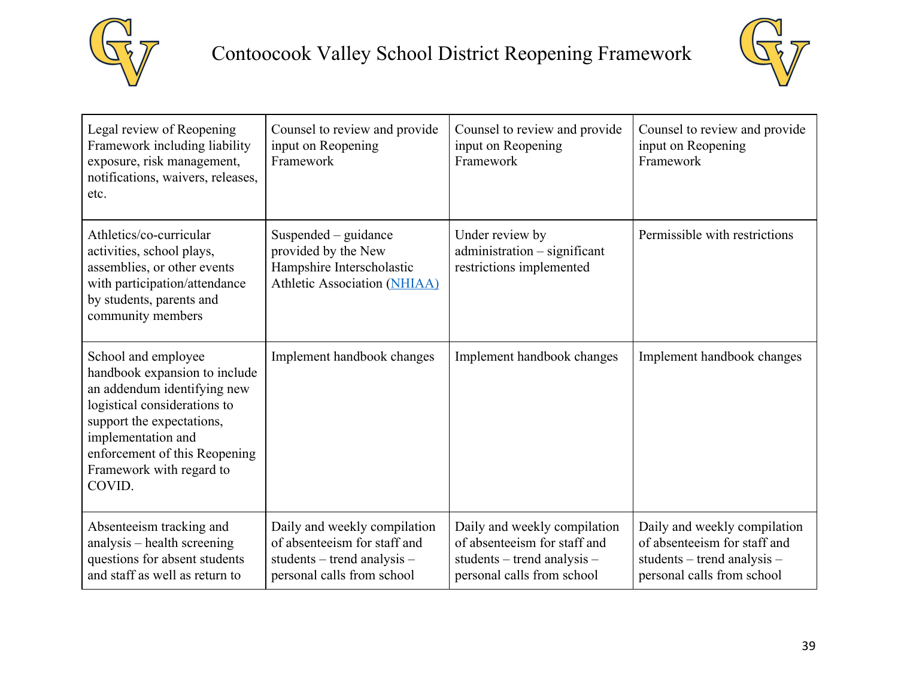| | | | |
|---|---|---|---|
| Legal review of Reopening Framework including liability exposure, risk management, notifications, waivers, releases, etc. | Counsel to review and provide input on Reopening Framework | Counsel to review and provide input on Reopening Framework | Counsel to review and provide input on Reopening Framework |
| Athletics/co-curricular activities, school plays, assemblies, or other events with participation/attendance by students, parents and community members | Suspended – guidance provided by the New Hampshire Interscholastic Athletic Association (NHIAA) | Under review by administration – significant restrictions implemented | Permissible with restrictions |
| School and employee handbook expansion to include an addendum identifying new logistical considerations to support the expectations, implementation and enforcement of this Reopening Framework with regard to COVID. | Implement handbook changes | Implement handbook changes | Implement handbook changes |
| Absenteeism tracking and analysis – health screening questions for absent students and staff as well as return to | Daily and weekly compilation of absenteeism for staff and students – trend analysis – personal calls from school | Daily and weekly compilation of absenteeism for staff and students – trend analysis – personal calls from school | Daily and weekly compilation of absenteeism for staff and students – trend analysis – personal calls from school |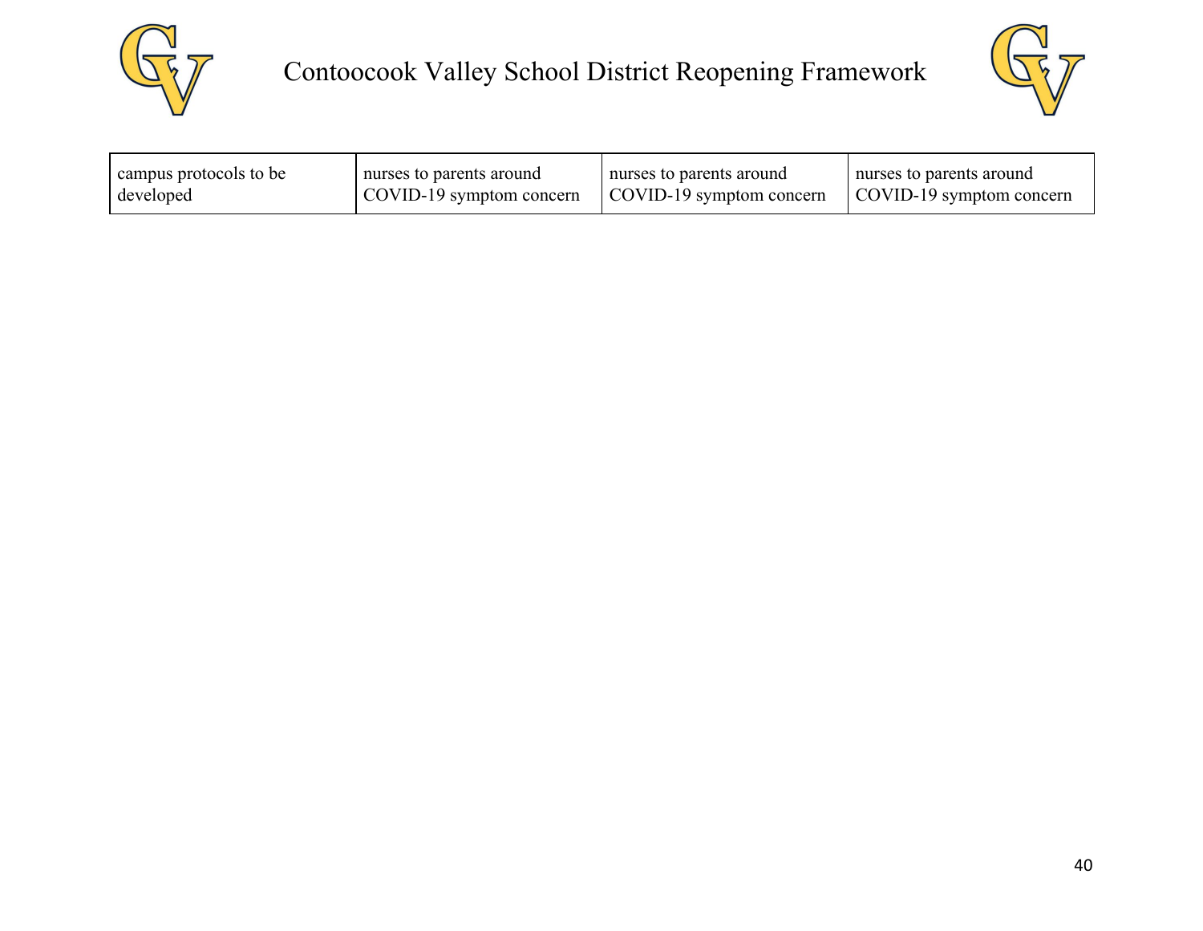| | | | |
|---|---|---|---|
| campus protocols to be developed | nurses to parents around COVID-19 symptom concern | nurses to parents around COVID-19 symptom concern | nurses to parents around COVID-19 symptom concern |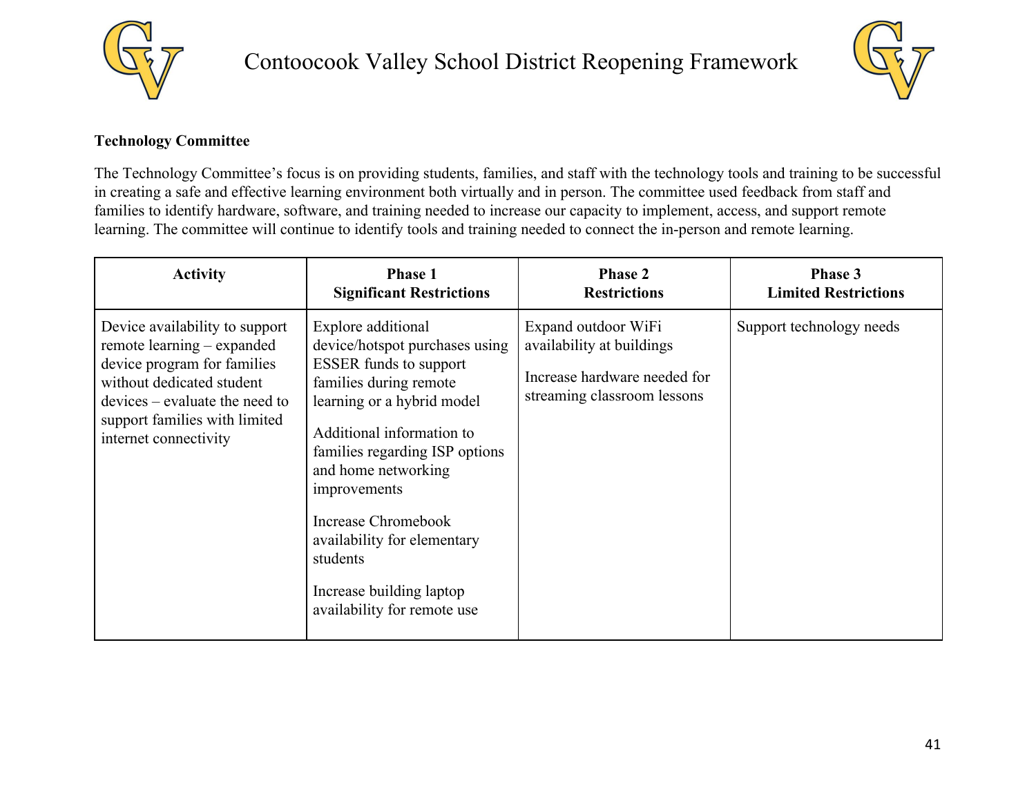### Technology Committee

The Technology Committee's focus is on providing students, families, and staff with the technology tools and training to be successful in creating a safe and effective learning environment both virtually and in person. The committee used feedback from staff and families to identify hardware, software, and training needed to increase our capacity to implement, access, and support remote learning. The committee will continue to identify tools and training needed to connect the in-person and remote learning.

| Activity | Phase 1<br>Significant Restrictions | Phase 2<br>Restrictions | Phase 3<br>Limited Restrictions |
|---|---|---|---|
| Device availability to support remote learning – expanded device program for families without dedicated student devices – evaluate the need to support families with limited internet connectivity | Explore additional device/hotspot purchases using ESSER funds to support families during remote learning or a hybrid model<br><br>Additional information to families regarding ISP options and home networking improvements<br><br>Increase Chromebook availability for elementary students<br><br>Increase building laptop availability for remote use | Expand outdoor WiFi availability at buildings<br><br>Increase hardware needed for streaming classroom lessons | Support technology needs |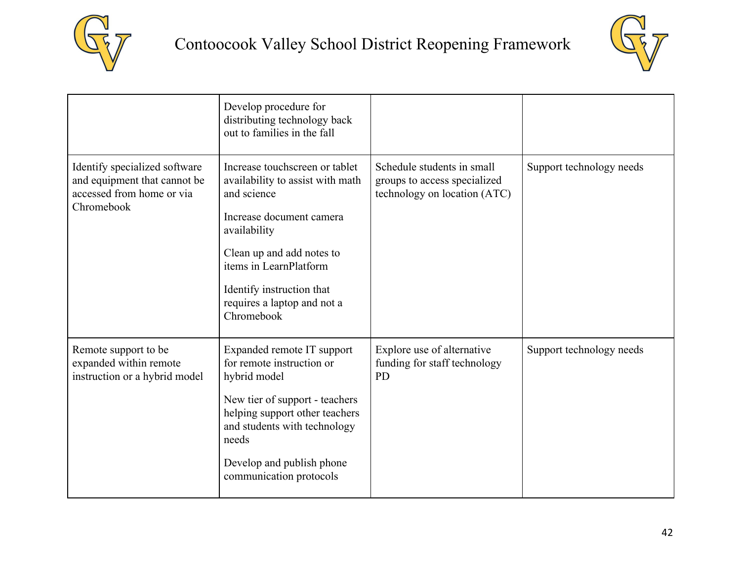|  |  |  |  |
|---|---|---|---|
|  | Develop procedure for distributing technology back out to families in the fall |  |  |
| Identify specialized software and equipment that cannot be accessed from home or via Chromebook | Increase touchscreen or tablet availability to assist with math and science<br><br>Increase document camera availability<br><br>Clean up and add notes to items in LearnPlatform<br><br>Identify instruction that requires a laptop and not a Chromebook | Schedule students in small groups to access specialized technology on location (ATC) | Support technology needs |
| Remote support to be expanded within remote instruction or a hybrid model | Expanded remote IT support for remote instruction or hybrid model<br><br>New tier of support - teachers helping support other teachers and students with technology needs<br><br>Develop and publish phone communication protocols | Explore use of alternative funding for staff technology PD | Support technology needs |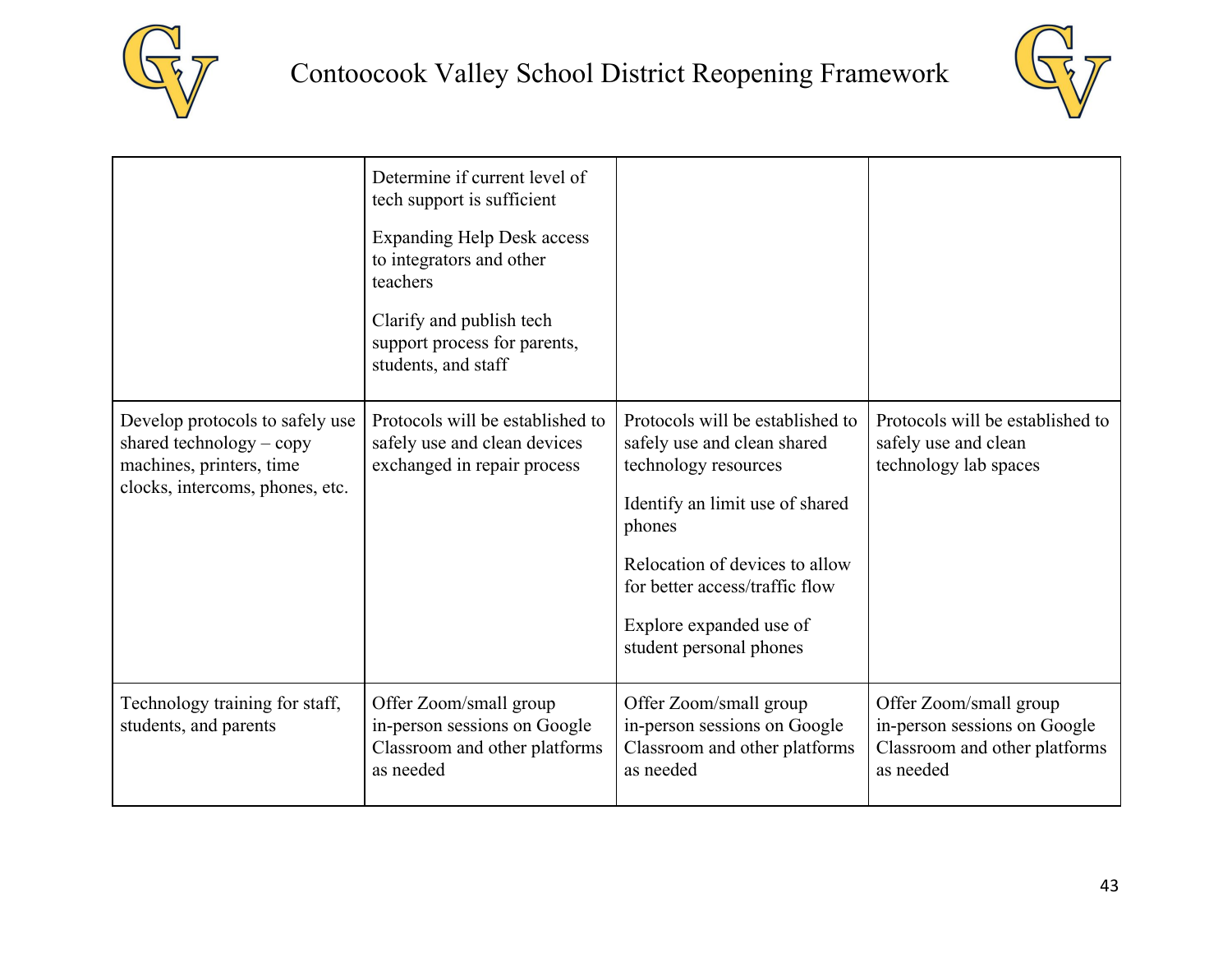| | | | |
|---|---|---|---|
| | Determine if current level of tech support is sufficient<br><br>Expanding Help Desk access to integrators and other teachers<br><br>Clarify and publish tech support process for parents, students, and staff | | |
| Develop protocols to safely use shared technology – copy machines, printers, time clocks, intercoms, phones, etc. | Protocols will be established to safely use and clean devices exchanged in repair process | Protocols will be established to safely use and clean shared technology resources<br><br>Identify an limit use of shared phones<br><br>Relocation of devices to allow for better access/traffic flow<br><br>Explore expanded use of student personal phones | Protocols will be established to safely use and clean technology lab spaces |
| Technology training for staff, students, and parents | Offer Zoom/small group in-person sessions on Google Classroom and other platforms as needed | Offer Zoom/small group in-person sessions on Google Classroom and other platforms as needed | Offer Zoom/small group in-person sessions on Google Classroom and other platforms as needed |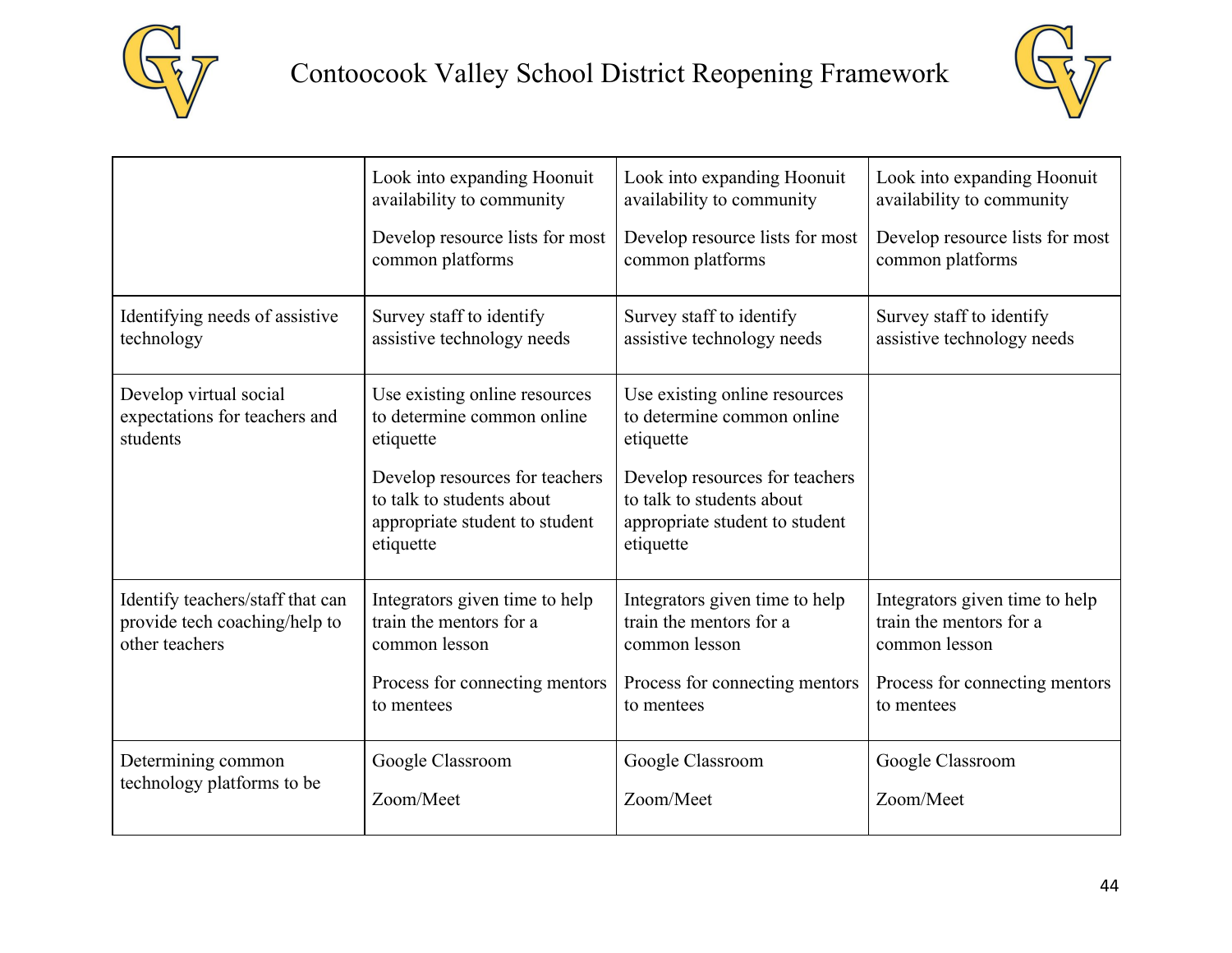| | | | |
|---|---|---|---|
| | Look into expanding Hoonuit availability to community<br><br>Develop resource lists for most common platforms | Look into expanding Hoonuit availability to community<br><br>Develop resource lists for most common platforms | Look into expanding Hoonuit availability to community<br><br>Develop resource lists for most common platforms |
| Identifying needs of assistive technology | Survey staff to identify assistive technology needs | Survey staff to identify assistive technology needs | Survey staff to identify assistive technology needs |
| Develop virtual social expectations for teachers and students | Use existing online resources to determine common online etiquette<br><br>Develop resources for teachers to talk to students about appropriate student to student etiquette | Use existing online resources to determine common online etiquette<br><br>Develop resources for teachers to talk to students about appropriate student to student etiquette | |
| Identify teachers/staff that can provide tech coaching/help to other teachers | Integrators given time to help train the mentors for a common lesson<br><br>Process for connecting mentors to mentees | Integrators given time to help train the mentors for a common lesson<br><br>Process for connecting mentors to mentees | Integrators given time to help train the mentors for a common lesson<br><br>Process for connecting mentors to mentees |
| Determining common technology platforms to be | Google Classroom<br><br>Zoom/Meet | Google Classroom<br><br>Zoom/Meet | Google Classroom<br><br>Zoom/Meet |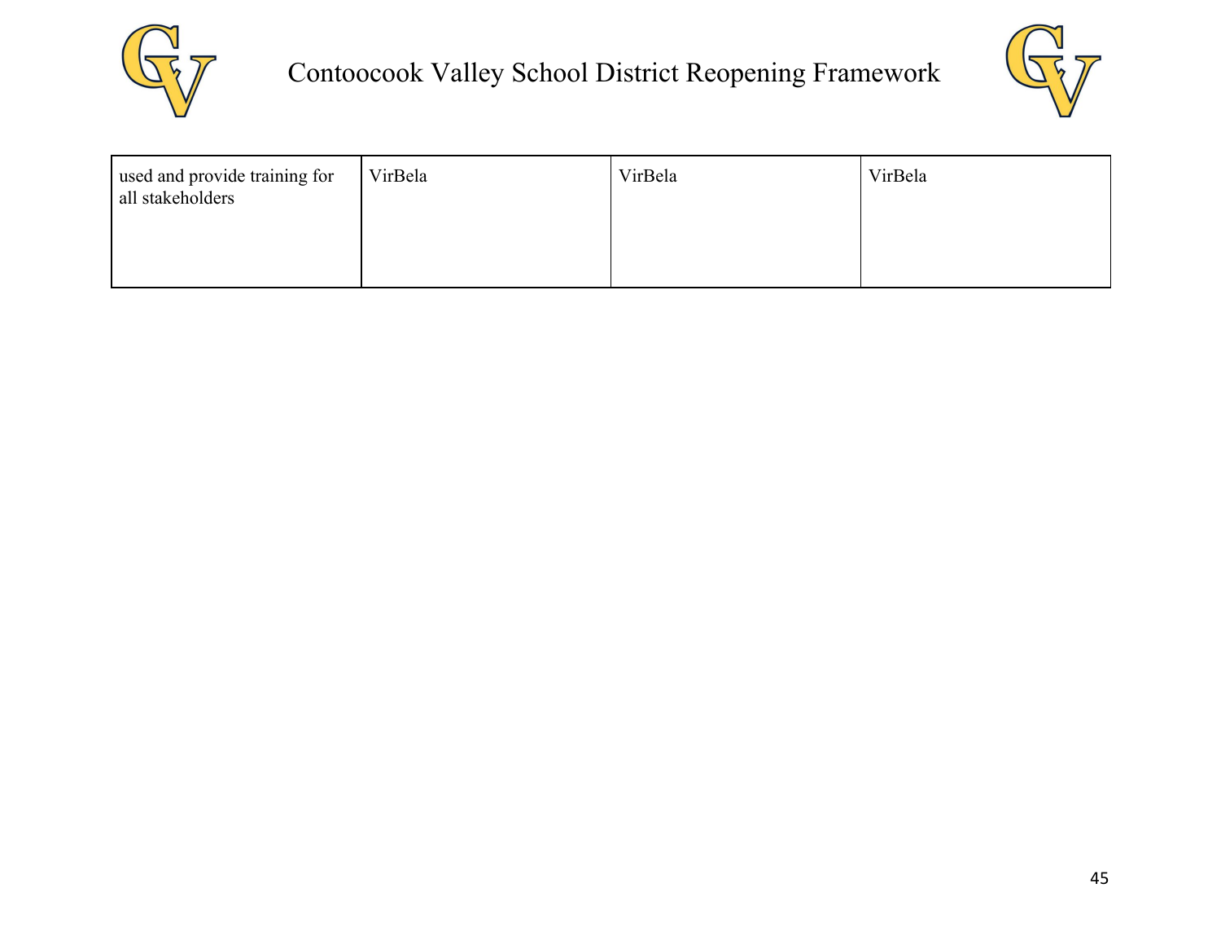| | | | |
|---|---|---|---|
| used and provide training for all stakeholders | VirBela | VirBela | VirBela |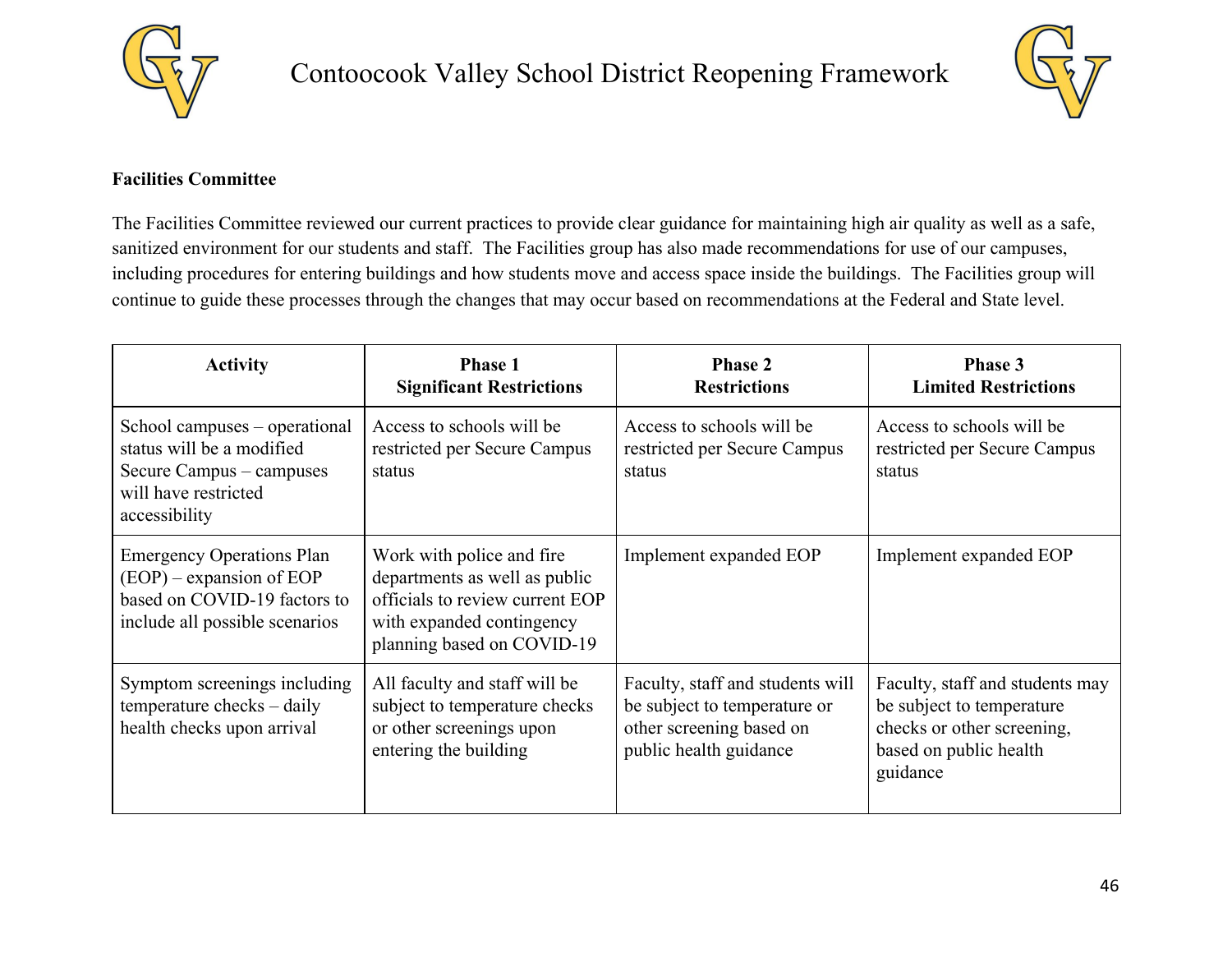# Contoocook Valley School District Reopening Framework

**Facilities Committee**

The Facilities Committee reviewed our current practices to provide clear guidance for maintaining high air quality as well as a safe, sanitized environment for our students and staff. The Facilities group has also made recommendations for use of our campuses, including procedures for entering buildings and how students move and access space inside the buildings. The Facilities group will continue to guide these processes through the changes that may occur based on recommendations at the Federal and State level.

| Activity | Phase 1 Significant Restrictions | Phase 2 Restrictions | Phase 3 Limited Restrictions |
|---|---|---|---|
| School campuses – operational status will be a modified Secure Campus – campuses will have restricted accessibility | Access to schools will be restricted per Secure Campus status | Access to schools will be restricted per Secure Campus status | Access to schools will be restricted per Secure Campus status |
| Emergency Operations Plan (EOP) – expansion of EOP based on COVID-19 factors to include all possible scenarios | Work with police and fire departments as well as public officials to review current EOP with expanded contingency planning based on COVID-19 | Implement expanded EOP | Implement expanded EOP |
| Symptom screenings including temperature checks – daily health checks upon arrival | All faculty and staff will be subject to temperature checks or other screenings upon entering the building | Faculty, staff and students will be subject to temperature or other screening based on public health guidance | Faculty, staff and students may be subject to temperature checks or other screening, based on public health guidance |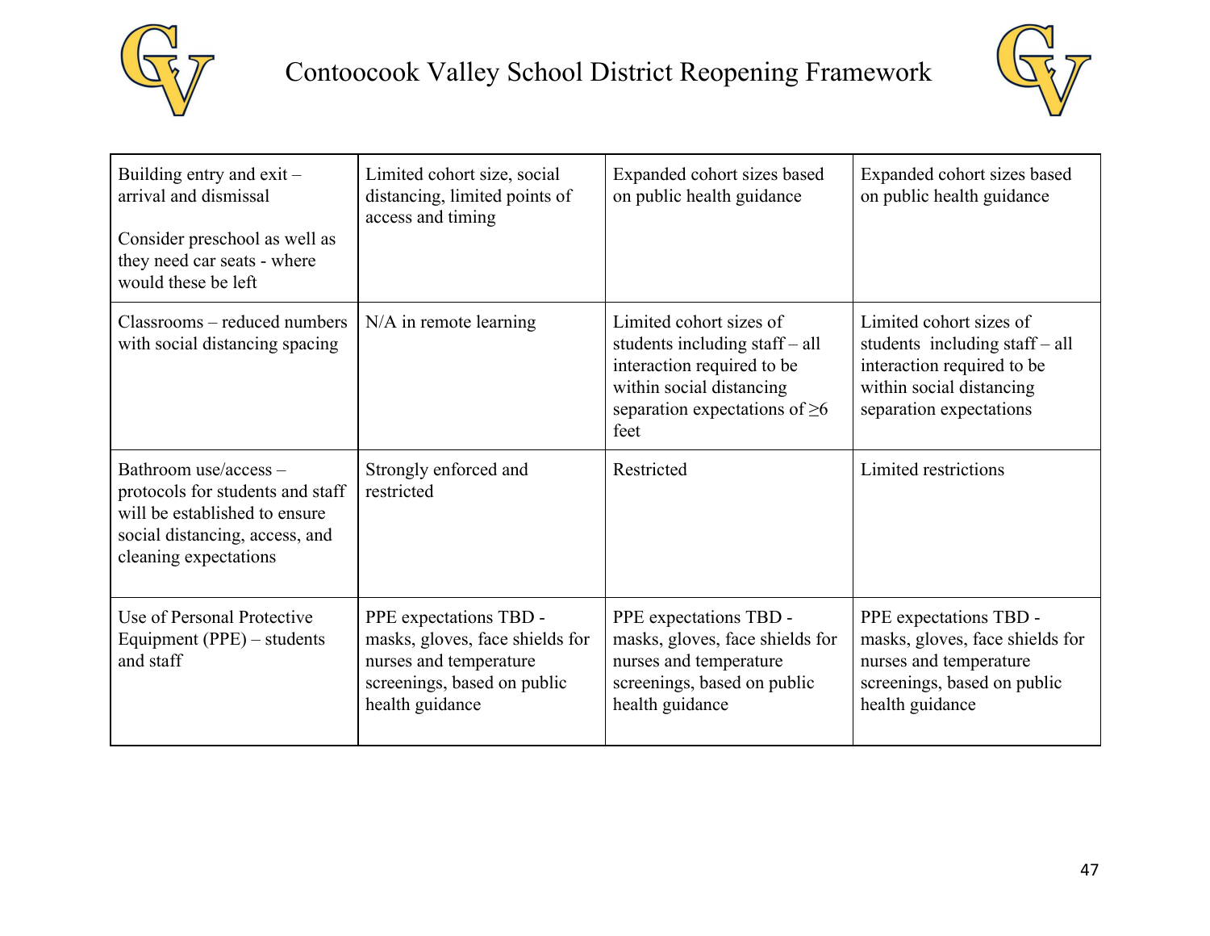# Contoocook Valley School District Reopening Framework

| | | | |
|---|---|---|---|
| Building entry and exit – arrival and dismissal<br><br>Consider preschool as well as they need car seats - where would these be left | Limited cohort size, social distancing, limited points of access and timing | Expanded cohort sizes based on public health guidance | Expanded cohort sizes based on public health guidance |
| Classrooms – reduced numbers with social distancing spacing | N/A in remote learning | Limited cohort sizes of students including staff – all interaction required to be within social distancing separation expectations of ≥6 feet | Limited cohort sizes of students including staff – all interaction required to be within social distancing separation expectations |
| Bathroom use/access – protocols for students and staff will be established to ensure social distancing, access, and cleaning expectations | Strongly enforced and restricted | Restricted | Limited restrictions |
| Use of Personal Protective Equipment (PPE) – students and staff | PPE expectations TBD - masks, gloves, face shields for nurses and temperature screenings, based on public health guidance | PPE expectations TBD - masks, gloves, face shields for nurses and temperature screenings, based on public health guidance | PPE expectations TBD - masks, gloves, face shields for nurses and temperature screenings, based on public health guidance |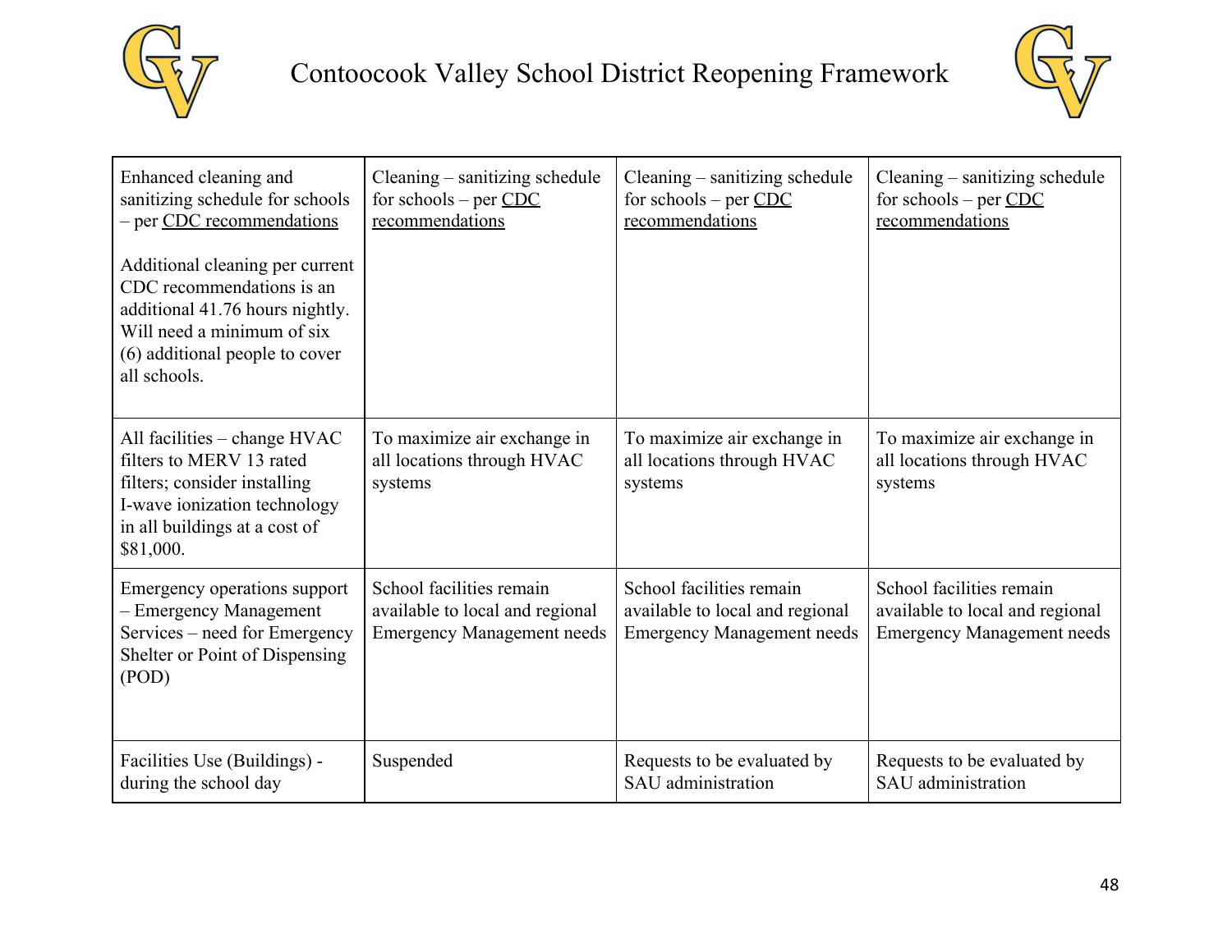| | | | |
|---|---|---|---|
| Enhanced cleaning and sanitizing schedule for schools – per CDC recommendations<br><br>Additional cleaning per current CDC recommendations is an additional 41.76 hours nightly. Will need a minimum of six (6) additional people to cover all schools. | Cleaning – sanitizing schedule for schools – per CDC recommendations | Cleaning – sanitizing schedule for schools – per CDC recommendations | Cleaning – sanitizing schedule for schools – per CDC recommendations |
| All facilities – change HVAC filters to MERV 13 rated filters; consider installing I-wave ionization technology in all buildings at a cost of $81,000. | To maximize air exchange in all locations through HVAC systems | To maximize air exchange in all locations through HVAC systems | To maximize air exchange in all locations through HVAC systems |
| Emergency operations support – Emergency Management Services – need for Emergency Shelter or Point of Dispensing (POD) | School facilities remain available to local and regional Emergency Management needs | School facilities remain available to local and regional Emergency Management needs | School facilities remain available to local and regional Emergency Management needs |
| Facilities Use (Buildings) - during the school day | Suspended | Requests to be evaluated by SAU administration | Requests to be evaluated by SAU administration |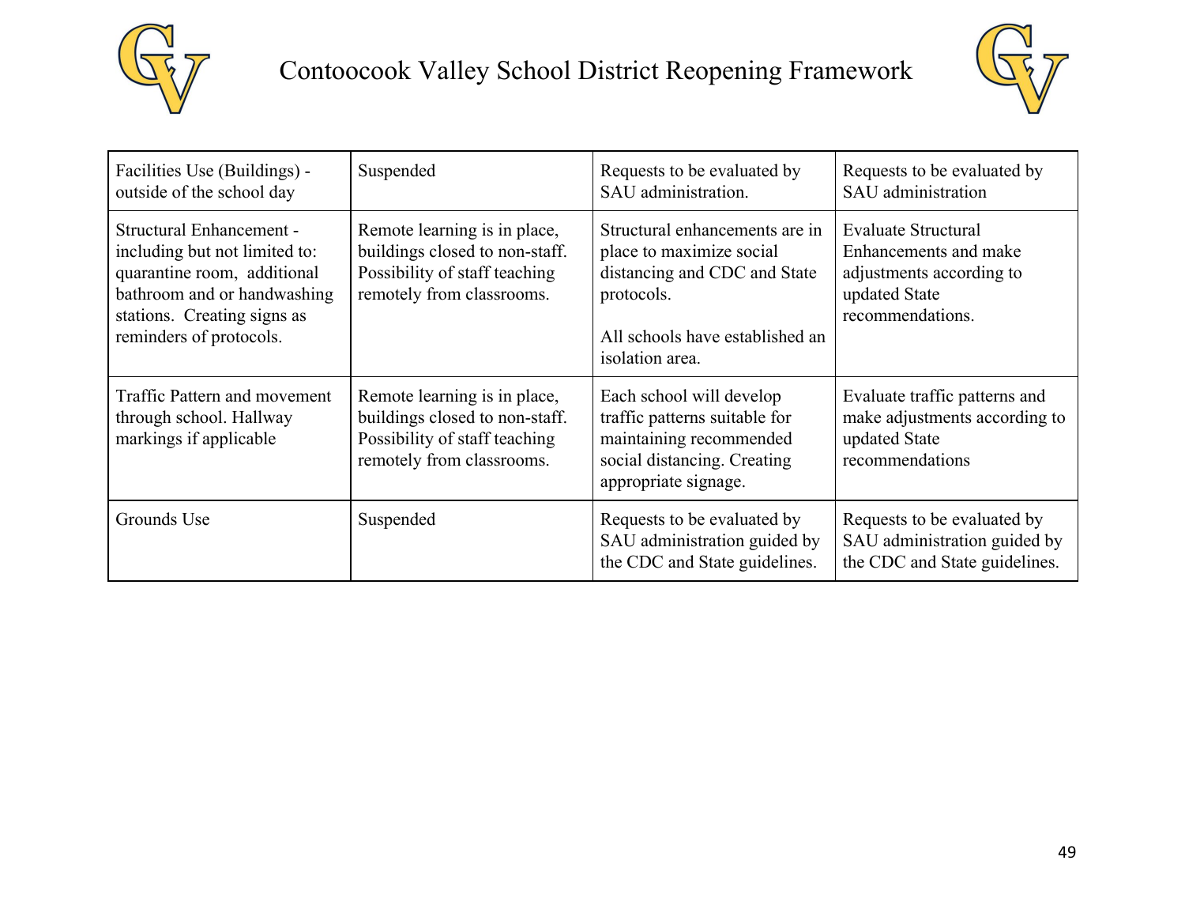| Facilities Use (Buildings) - outside of the school day | Suspended | Requests to be evaluated by SAU administration. | Requests to be evaluated by SAU administration |
|---|---|---|---|
| Structural Enhancement - including but not limited to: quarantine room, additional bathroom and or handwashing stations. Creating signs as reminders of protocols. | Remote learning is in place, buildings closed to non-staff. Possibility of staff teaching remotely from classrooms. | Structural enhancements are in place to maximize social distancing and CDC and State protocols.<br><br>All schools have established an isolation area. | Evaluate Structural Enhancements and make adjustments according to updated State recommendations. |
| Traffic Pattern and movement through school. Hallway markings if applicable | Remote learning is in place, buildings closed to non-staff. Possibility of staff teaching remotely from classrooms. | Each school will develop traffic patterns suitable for maintaining recommended social distancing. Creating appropriate signage. | Evaluate traffic patterns and make adjustments according to updated State recommendations |
| Grounds Use | Suspended | Requests to be evaluated by SAU administration guided by the CDC and State guidelines. | Requests to be evaluated by SAU administration guided by the CDC and State guidelines. |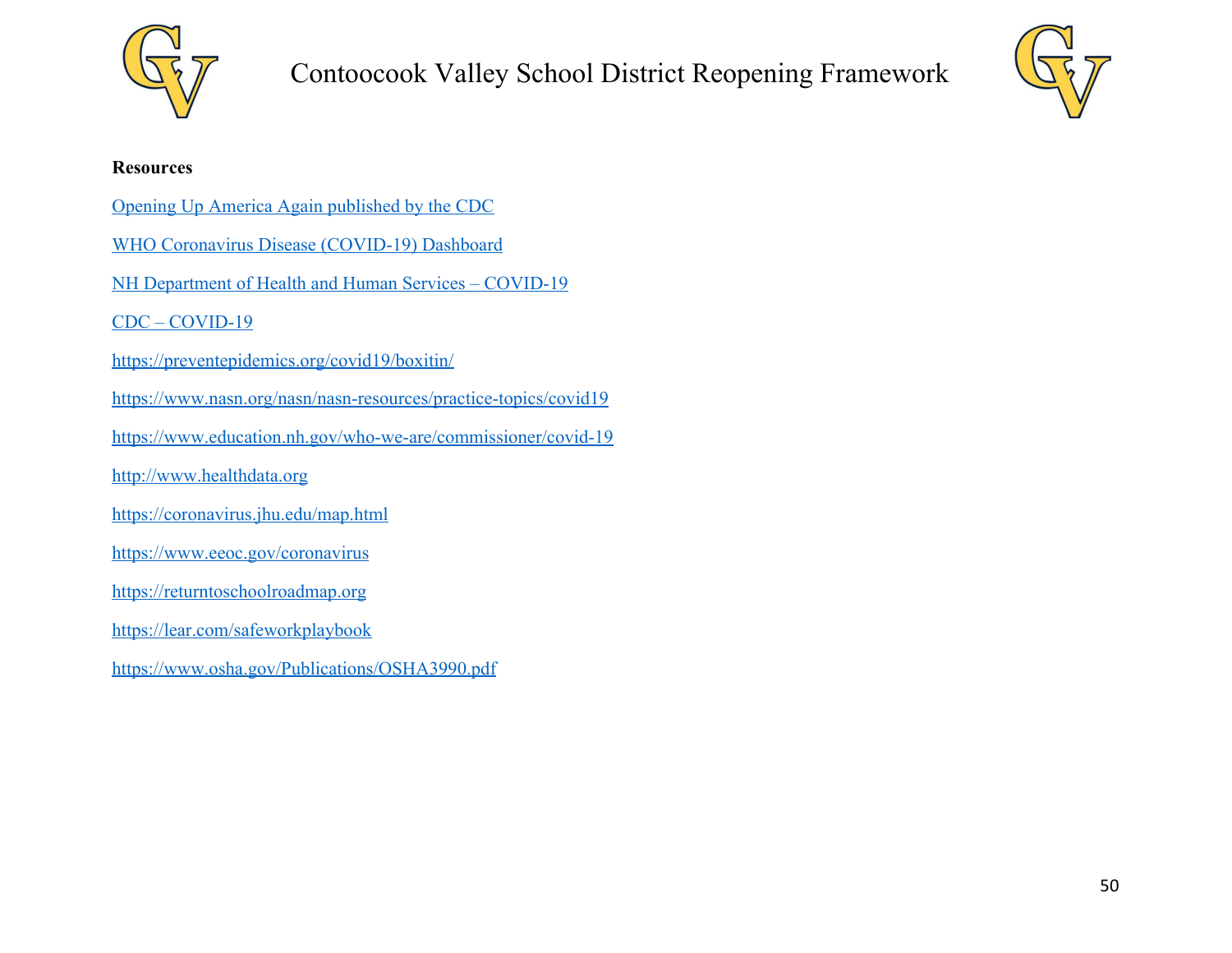**Resources**

Opening Up America Again published by the CDC

WHO Coronavirus Disease (COVID-19) Dashboard

NH Department of Health and Human Services – COVID-19

CDC – COVID-19

https://preventepidemics.org/covid19/boxitin/

https://www.nasn.org/nasn/nasn-resources/practice-topics/covid19

https://www.education.nh.gov/who-we-are/commissioner/covid-19

http://www.healthdata.org

https://coronavirus.jhu.edu/map.html

https://www.eeoc.gov/coronavirus

https://returntoschoolroadmap.org

https://lear.com/safeworkplaybook

https://www.osha.gov/Publications/OSHA3990.pdf